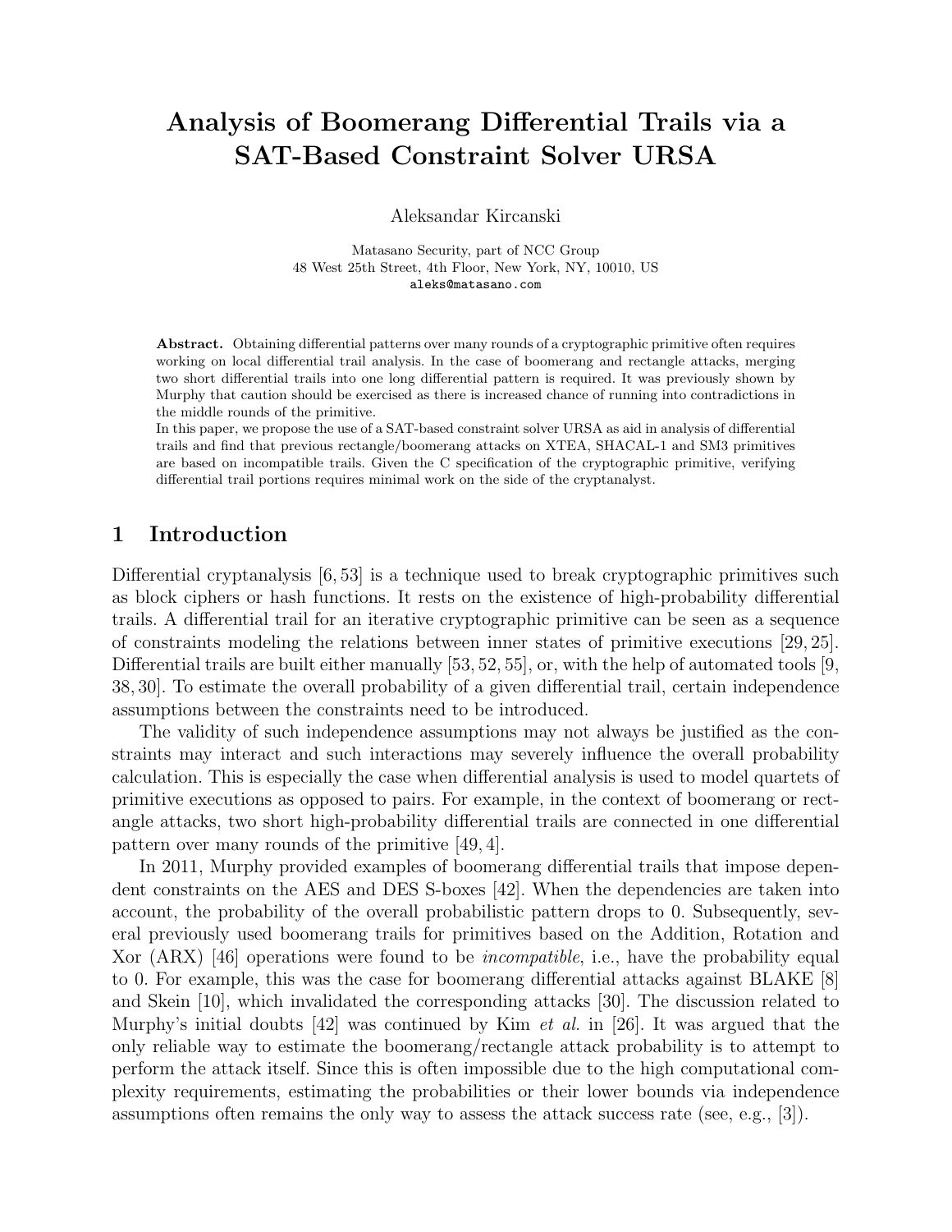# Analysis of Boomerang Differential Trails via a SAT-Based Constraint Solver URSA

Aleksandar Kircanski

Matasano Security, part of NCC Group
48 West 25th Street, 4th Floor, New York, NY, 10010, US
aleks@matasano.com

**Abstract.** Obtaining differential patterns over many rounds of a cryptographic primitive often requires working on local differential trail analysis. In the case of boomerang and rectangle attacks, merging two short differential trails into one long differential pattern is required. It was previously shown by Murphy that caution should be exercised as there is increased chance of running into contradictions in the middle rounds of the primitive.
In this paper, we propose the use of a SAT-based constraint solver URSA as aid in analysis of differential trails and find that previous rectangle/boomerang attacks on XTEA, SHACAL-1 and SM3 primitives are based on incompatible trails. Given the C specification of the cryptographic primitive, verifying differential trail portions requires minimal work on the side of the cryptanalyst.

## 1 Introduction

Differential cryptanalysis [6, 53] is a technique used to break cryptographic primitives such as block ciphers or hash functions. It rests on the existence of high-probability differential trails. A differential trail for an iterative cryptographic primitive can be seen as a sequence of constraints modeling the relations between inner states of primitive executions [29, 25]. Differential trails are built either manually [53, 52, 55], or, with the help of automated tools [9, 38, 30]. To estimate the overall probability of a given differential trail, certain independence assumptions between the constraints need to be introduced.

The validity of such independence assumptions may not always be justified as the constraints may interact and such interactions may severely influence the overall probability calculation. This is especially the case when differential analysis is used to model quartets of primitive executions as opposed to pairs. For example, in the context of boomerang or rectangle attacks, two short high-probability differential trails are connected in one differential pattern over many rounds of the primitive [49, 4].

In 2011, Murphy provided examples of boomerang differential trails that impose dependent constraints on the AES and DES S-boxes [42]. When the dependencies are taken into account, the probability of the overall probabilistic pattern drops to 0. Subsequently, several previously used boomerang trails for primitives based on the Addition, Rotation and Xor (ARX) [46] operations were found to be *incompatible*, i.e., have the probability equal to 0. For example, this was the case for boomerang differential attacks against BLAKE [8] and Skein [10], which invalidated the corresponding attacks [30]. The discussion related to Murphy's initial doubts [42] was continued by Kim *et al.* in [26]. It was argued that the only reliable way to estimate the boomerang/rectangle attack probability is to attempt to perform the attack itself. Since this is often impossible due to the high computational complexity requirements, estimating the probabilities or their lower bounds via independence assumptions often remains the only way to assess the attack success rate (see, e.g., [3]).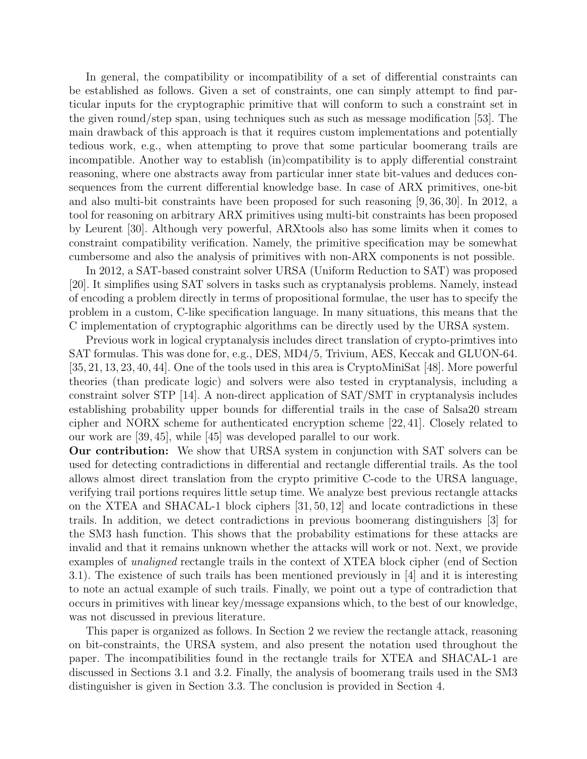In general, the compatibility or incompatibility of a set of differential constraints can be established as follows. Given a set of constraints, one can simply attempt to find particular inputs for the cryptographic primitive that will conform to such a constraint set in the given round/step span, using techniques such as such as message modification [53]. The main drawback of this approach is that it requires custom implementations and potentially tedious work, e.g., when attempting to prove that some particular boomerang trails are incompatible. Another way to establish (in)compatibility is to apply differential constraint reasoning, where one abstracts away from particular inner state bit-values and deduces consequences from the current differential knowledge base. In case of ARX primitives, one-bit and also multi-bit constraints have been proposed for such reasoning [9, 36, 30]. In 2012, a tool for reasoning on arbitrary ARX primitives using multi-bit constraints has been proposed by Leurent [30]. Although very powerful, ARXtools also has some limits when it comes to constraint compatibility verification. Namely, the primitive specification may be somewhat cumbersome and also the analysis of primitives with non-ARX components is not possible.

In 2012, a SAT-based constraint solver URSA (Uniform Reduction to SAT) was proposed [20]. It simplifies using SAT solvers in tasks such as cryptanalysis problems. Namely, instead of encoding a problem directly in terms of propositional formulae, the user has to specify the problem in a custom, C-like specification language. In many situations, this means that the C implementation of cryptographic algorithms can be directly used by the URSA system.

Previous work in logical cryptanalysis includes direct translation of crypto-primtives into SAT formulas. This was done for, e.g., DES, MD4/5, Trivium, AES, Keccak and GLUON-64. [35, 21, 13, 23, 40, 44]. One of the tools used in this area is CryptoMiniSat [48]. More powerful theories (than predicate logic) and solvers were also tested in cryptanalysis, including a constraint solver STP [14]. A non-direct application of SAT/SMT in cryptanalysis includes establishing probability upper bounds for differential trails in the case of Salsa20 stream cipher and NORX scheme for authenticated encryption scheme [22, 41]. Closely related to our work are [39, 45], while [45] was developed parallel to our work.

**Our contribution:** We show that URSA system in conjunction with SAT solvers can be used for detecting contradictions in differential and rectangle differential trails. As the tool allows almost direct translation from the crypto primitive C-code to the URSA language, verifying trail portions requires little setup time. We analyze best previous rectangle attacks on the XTEA and SHACAL-1 block ciphers [31, 50, 12] and locate contradictions in these trails. In addition, we detect contradictions in previous boomerang distinguishers [3] for the SM3 hash function. This shows that the probability estimations for these attacks are invalid and that it remains unknown whether the attacks will work or not. Next, we provide examples of *unaligned* rectangle trails in the context of XTEA block cipher (end of Section 3.1). The existence of such trails has been mentioned previously in [4] and it is interesting to note an actual example of such trails. Finally, we point out a type of contradiction that occurs in primitives with linear key/message expansions which, to the best of our knowledge, was not discussed in previous literature.

This paper is organized as follows. In Section 2 we review the rectangle attack, reasoning on bit-constraints, the URSA system, and also present the notation used throughout the paper. The incompatibilities found in the rectangle trails for XTEA and SHACAL-1 are discussed in Sections 3.1 and 3.2. Finally, the analysis of boomerang trails used in the SM3 distinguisher is given in Section 3.3. The conclusion is provided in Section 4.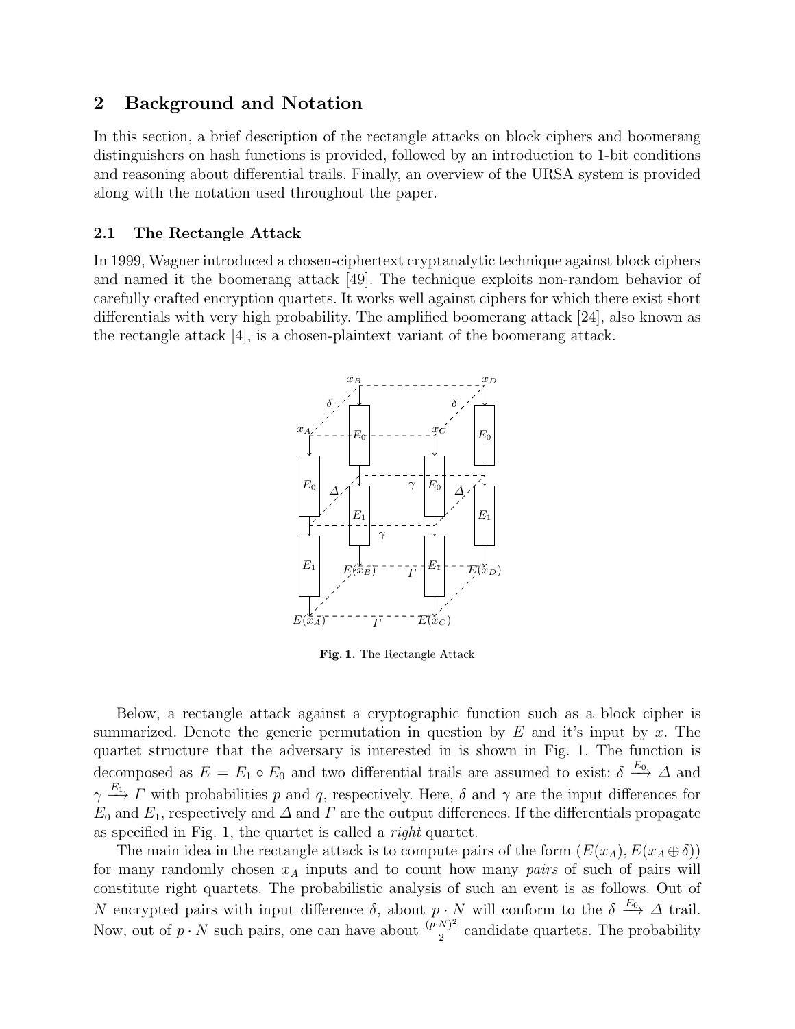## 2 Background and Notation

In this section, a brief description of the rectangle attacks on block ciphers and boomerang distinguishers on hash functions is provided, followed by an introduction to 1-bit conditions and reasoning about differential trails. Finally, an overview of the URSA system is provided along with the notation used throughout the paper.

### 2.1 The Rectangle Attack

In 1999, Wagner introduced a chosen-ciphertext cryptanalytic technique against block ciphers and named it the boomerang attack [49]. The technique exploits non-random behavior of carefully crafted encryption quartets. It works well against ciphers for which there exist short differentials with very high probability. The amplified boomerang attack [24], also known as the rectangle attack [4], is a chosen-plaintext variant of the boomerang attack.

**Fig. 1.** The Rectangle Attack

Below, a rectangle attack against a cryptographic function such as a block cipher is summarized. Denote the generic permutation in question by $E$ and it's input by $x$. The quartet structure that the adversary is interested in is shown in Fig. 1. The function is decomposed as $E = E_1 \circ E_0$ and two differential trails are assumed to exist: $\delta \xrightarrow{E_0} \Delta$ and $\gamma \xrightarrow{E_1} \Gamma$ with probabilities $p$ and $q$, respectively. Here, $\delta$ and $\gamma$ are the input differences for $E_0$ and $E_1$, respectively and $\Delta$ and $\Gamma$ are the output differences. If the differentials propagate as specified in Fig. 1, the quartet is called a *right* quartet.

The main idea in the rectangle attack is to compute pairs of the form $(E(x_A), E(x_A \oplus \delta))$ for many randomly chosen $x_A$ inputs and to count how many *pairs* of such of pairs will constitute right quartets. The probabilistic analysis of such an event is as follows. Out of $N$ encrypted pairs with input difference $\delta$, about $p \cdot N$ will conform to the $\delta \xrightarrow{E_0} \Delta$ trail. Now, out of $p \cdot N$ such pairs, one can have about $\frac{(p \cdot N)^2}{2}$ candidate quartets. The probability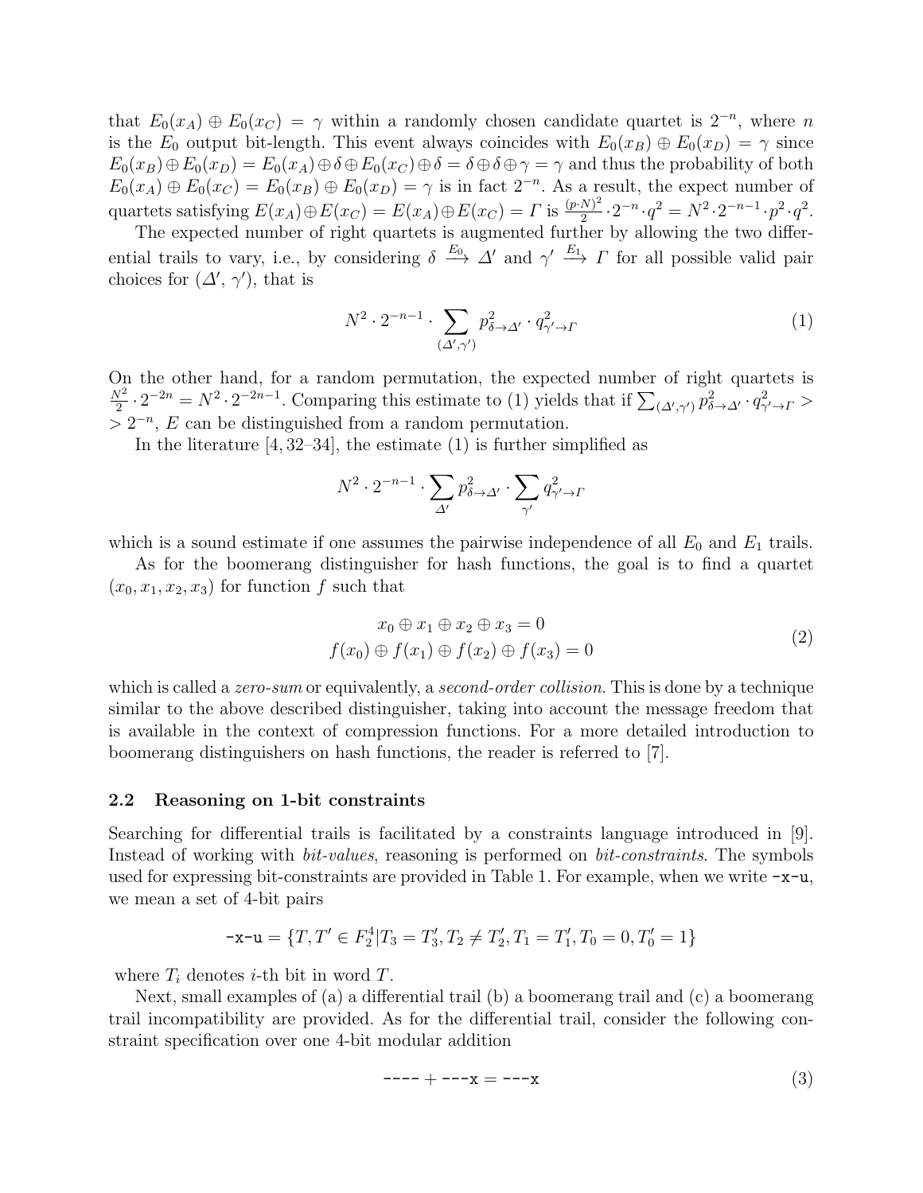that $E_0(x_A) \oplus E_0(x_C) = \gamma$ within a randomly chosen candidate quartet is $2^{-n}$, where $n$ is the $E_0$ output bit-length. This event always coincides with $E_0(x_B) \oplus E_0(x_D) = \gamma$ since $E_0(x_B) \oplus E_0(x_D) = E_0(x_A) \oplus \delta \oplus E_0(x_C) \oplus \delta = \delta \oplus \delta \oplus \gamma = \gamma$ and thus the probability of both $E_0(x_A) \oplus E_0(x_C) = E_0(x_B) \oplus E_0(x_D) = \gamma$ is in fact $2^{-n}$. As a result, the expect number of quartets satisfying $E(x_A) \oplus E(x_C) = E(x_A) \oplus E(x_C) = \mathit{\Gamma}$ is $\frac{(p \cdot N)^2}{2} \cdot 2^{-n} \cdot q^2 = N^2 \cdot 2^{-n-1} \cdot p^2 \cdot q^2$.

The expected number of right quartets is augmented further by allowing the two differential trails to vary, i.e., by considering $\delta \xrightarrow{E_0} \mathit{\Delta}'$ and $\gamma' \xrightarrow{E_1} \mathit{\Gamma}$ for all possible valid pair choices for $(\mathit{\Delta}', \gamma')$, that is

$$N^2 \cdot 2^{-n-1} \cdot \sum_{(\mathit{\Delta}', \gamma')} p^2_{\delta \to \mathit{\Delta}'} \cdot q^2_{\gamma' \to \mathit{\Gamma}} \tag{1}$$

On the other hand, for a random permutation, the expected number of right quartets is $\frac{N^2}{2} \cdot 2^{-2n} = N^2 \cdot 2^{-2n-1}$. Comparing this estimate to (1) yields that if $\sum_{(\mathit{\Delta}', \gamma')} p^2_{\delta \to \mathit{\Delta}'} \cdot q^2_{\gamma' \to \mathit{\Gamma}} > 2^{-n}$, $E$ can be distinguished from a random permutation.

In the literature [4, 32–34], the estimate (1) is further simplified as

$$N^2 \cdot 2^{-n-1} \cdot \sum_{\mathit{\Delta}'} p^2_{\delta \to \mathit{\Delta}'} \cdot \sum_{\gamma'} q^2_{\gamma' \to \mathit{\Gamma}}$$

which is a sound estimate if one assumes the pairwise independence of all $E_0$ and $E_1$ trails.

As for the boomerang distinguisher for hash functions, the goal is to find a quartet $(x_0, x_1, x_2, x_3)$ for function $f$ such that

$$\begin{aligned} x_0 \oplus x_1 \oplus x_2 \oplus x_3 &= 0 \\ f(x_0) \oplus f(x_1) \oplus f(x_2) \oplus f(x_3) &= 0 \end{aligned} \tag{2}$$

which is called a *zero-sum* or equivalently, a *second-order collision*. This is done by a technique similar to the above described distinguisher, taking into account the message freedom that is available in the context of compression functions. For a more detailed introduction to boomerang distinguishers on hash functions, the reader is referred to [7].

### 2.2 Reasoning on 1-bit constraints

Searching for differential trails is facilitated by a constraints language introduced in [9]. Instead of working with *bit-values*, reasoning is performed on *bit-constraints*. The symbols used for expressing bit-constraints are provided in Table 1. For example, when we write `-x-u`, we mean a set of 4-bit pairs

$$\texttt{-x-u} = \{T, T' \in F_2^4 | T_3 = T_3', T_2 \neq T_2', T_1 = T_1', T_0 = 0, T_0' = 1\}$$

where $T_i$ denotes $i$-th bit in word $T$.

Next, small examples of (a) a differential trail (b) a boomerang trail and (c) a boomerang trail incompatibility are provided. As for the differential trail, consider the following constraint specification over one 4-bit modular addition

$$\texttt{----} + \texttt{---x} = \texttt{---x} \tag{3}$$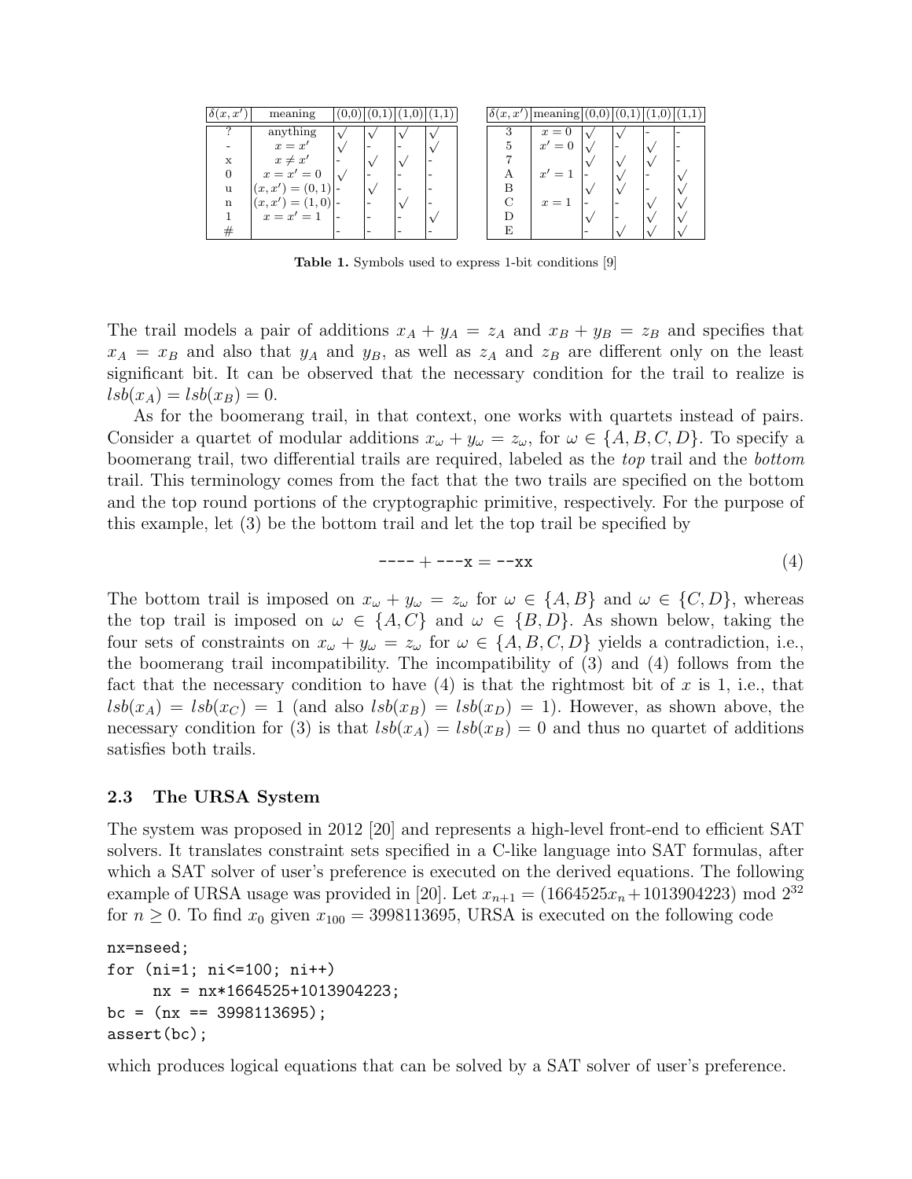| $\delta(x,x')$ | meaning | (0,0) | (0,1) | (1,0) | (1,1) |
|---|---|---|---|---|---|
| ? | anything | √ | √ | √ | √ |
| - | $x = x'$ | √ | - | - | √ |
| x | $x \neq x'$ | - | √ | √ | - |
| 0 | $x = x' = 0$ | √ | - | - | - |
| u | $(x, x') = (0, 1)$ | - | √ | - | - |
| n | $(x, x') = (1, 0)$ | - | - | √ | - |
| 1 | $x = x' = 1$ | - | - | - | √ |
| # | | - | - | - | - |

| $\delta(x,x')$ | meaning | (0,0) | (0,1) | (1,0) | (1,1) |
|---|---|---|---|---|---|
| 3 | $x = 0$ | √ | √ | - | - |
| 5 | $x' = 0$ | √ | - | √ | - |
| 7 | | √ | √ | √ | - |
| A | $x' = 1$ | - | √ | - | √ |
| B | | √ | √ | - | √ |
| C | $x = 1$ | - | - | √ | √ |
| D | | √ | - | √ | √ |
| E | | - | √ | √ | √ |

**Table 1.** Symbols used to express 1-bit conditions [9]

The trail models a pair of additions $x_A + y_A = z_A$ and $x_B + y_B = z_B$ and specifies that $x_A = x_B$ and also that $y_A$ and $y_B$, as well as $z_A$ and $z_B$ are different only on the least significant bit. It can be observed that the necessary condition for the trail to realize is $lsb(x_A) = lsb(x_B) = 0$.

As for the boomerang trail, in that context, one works with quartets instead of pairs. Consider a quartet of modular additions $x_\omega + y_\omega = z_\omega$, for $\omega \in \{A, B, C, D\}$. To specify a boomerang trail, two differential trails are required, labeled as the *top* trail and the *bottom* trail. This terminology comes from the fact that the two trails are specified on the bottom and the top round portions of the cryptographic primitive, respectively. For the purpose of this example, let (3) be the bottom trail and let the top trail be specified by

$$\texttt{----} + \texttt{---x} = \texttt{--xx} \tag{4}$$

The bottom trail is imposed on $x_\omega + y_\omega = z_\omega$ for $\omega \in \{A, B\}$ and $\omega \in \{C, D\}$, whereas the top trail is imposed on $\omega \in \{A, C\}$ and $\omega \in \{B, D\}$. As shown below, taking the four sets of constraints on $x_\omega + y_\omega = z_\omega$ for $\omega \in \{A, B, C, D\}$ yields a contradiction, i.e., the boomerang trail incompatibility. The incompatibility of (3) and (4) follows from the fact that the necessary condition to have (4) is that the rightmost bit of $x$ is 1, i.e., that $lsb(x_A) = lsb(x_C) = 1$ (and also $lsb(x_B) = lsb(x_D) = 1$). However, as shown above, the necessary condition for (3) is that $lsb(x_A) = lsb(x_B) = 0$ and thus no quartet of additions satisfies both trails.

### 2.3 The URSA System

The system was proposed in 2012 [20] and represents a high-level front-end to efficient SAT solvers. It translates constraint sets specified in a C-like language into SAT formulas, after which a SAT solver of user's preference is executed on the derived equations. The following example of URSA usage was provided in [20]. Let $x_{n+1} = (1664525x_n + 1013904223) \bmod 2^{32}$ for $n \geq 0$. To find $x_0$ given $x_{100} = 3998113695$, URSA is executed on the following code

```
nx=nseed;
for (ni=1; ni<=100; ni++)
     nx = nx*1664525+1013904223;
bc = (nx == 3998113695);
assert(bc);
```

which produces logical equations that can be solved by a SAT solver of user's preference.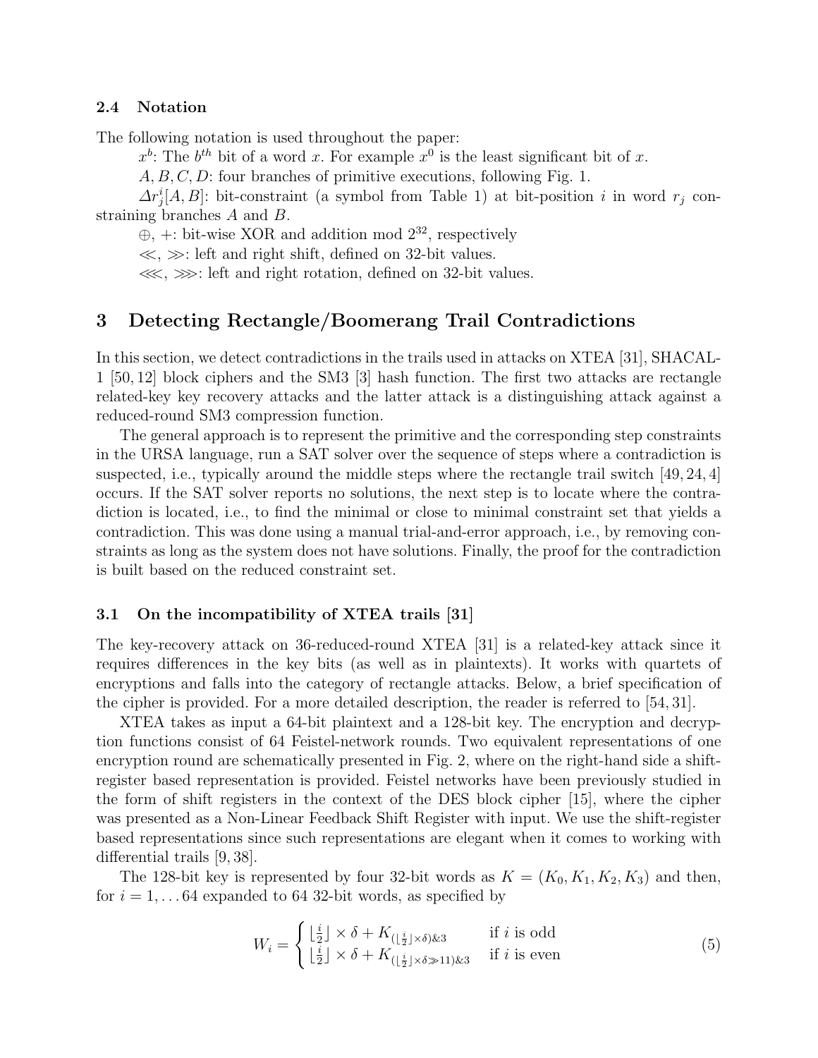### 2.4 Notation

The following notation is used throughout the paper:

$x^b$: The $b^{th}$ bit of a word $x$. For example $x^0$ is the least significant bit of $x$.

$A, B, C, D$: four branches of primitive executions, following Fig. 1.

$\Delta r_j^i[A, B]$: bit-constraint (a symbol from Table 1) at bit-position $i$ in word $r_j$ constraining branches $A$ and $B$.

$\oplus$, $+$: bit-wise XOR and addition mod $2^{32}$, respectively

$\ll$, $\gg$: left and right shift, defined on 32-bit values.

$\lll$, $\ggg$: left and right rotation, defined on 32-bit values.

## 3 Detecting Rectangle/Boomerang Trail Contradictions

In this section, we detect contradictions in the trails used in attacks on XTEA [31], SHACAL-1 [50, 12] block ciphers and the SM3 [3] hash function. The first two attacks are rectangle related-key key recovery attacks and the latter attack is a distinguishing attack against a reduced-round SM3 compression function.

The general approach is to represent the primitive and the corresponding step constraints in the URSA language, run a SAT solver over the sequence of steps where a contradiction is suspected, i.e., typically around the middle steps where the rectangle trail switch [49, 24, 4] occurs. If the SAT solver reports no solutions, the next step is to locate where the contradiction is located, i.e., to find the minimal or close to minimal constraint set that yields a contradiction. This was done using a manual trial-and-error approach, i.e., by removing constraints as long as the system does not have solutions. Finally, the proof for the contradiction is built based on the reduced constraint set.

### 3.1 On the incompatibility of XTEA trails [31]

The key-recovery attack on 36-reduced-round XTEA [31] is a related-key attack since it requires differences in the key bits (as well as in plaintexts). It works with quartets of encryptions and falls into the category of rectangle attacks. Below, a brief specification of the cipher is provided. For a more detailed description, the reader is referred to [54, 31].

XTEA takes as input a 64-bit plaintext and a 128-bit key. The encryption and decryption functions consist of 64 Feistel-network rounds. Two equivalent representations of one encryption round are schematically presented in Fig. 2, where on the right-hand side a shift-register based representation is provided. Feistel networks have been previously studied in the form of shift registers in the context of the DES block cipher [15], where the cipher was presented as a Non-Linear Feedback Shift Register with input. We use the shift-register based representations since such representations are elegant when it comes to working with differential trails [9, 38].

The 128-bit key is represented by four 32-bit words as $K = (K_0, K_1, K_2, K_3)$ and then, for $i = 1, \ldots 64$ expanded to 64 32-bit words, as specified by

$$W_i = \begin{cases} \lfloor \frac{i}{2} \rfloor \times \delta + K_{(\lfloor \frac{i}{2} \rfloor \times \delta) \& 3} & \text{if } i \text{ is odd} \\ \lfloor \frac{i}{2} \rfloor \times \delta + K_{(\lfloor \frac{i}{2} \rfloor \times \delta \gg 11) \& 3} & \text{if } i \text{ is even} \end{cases} \tag{5}$$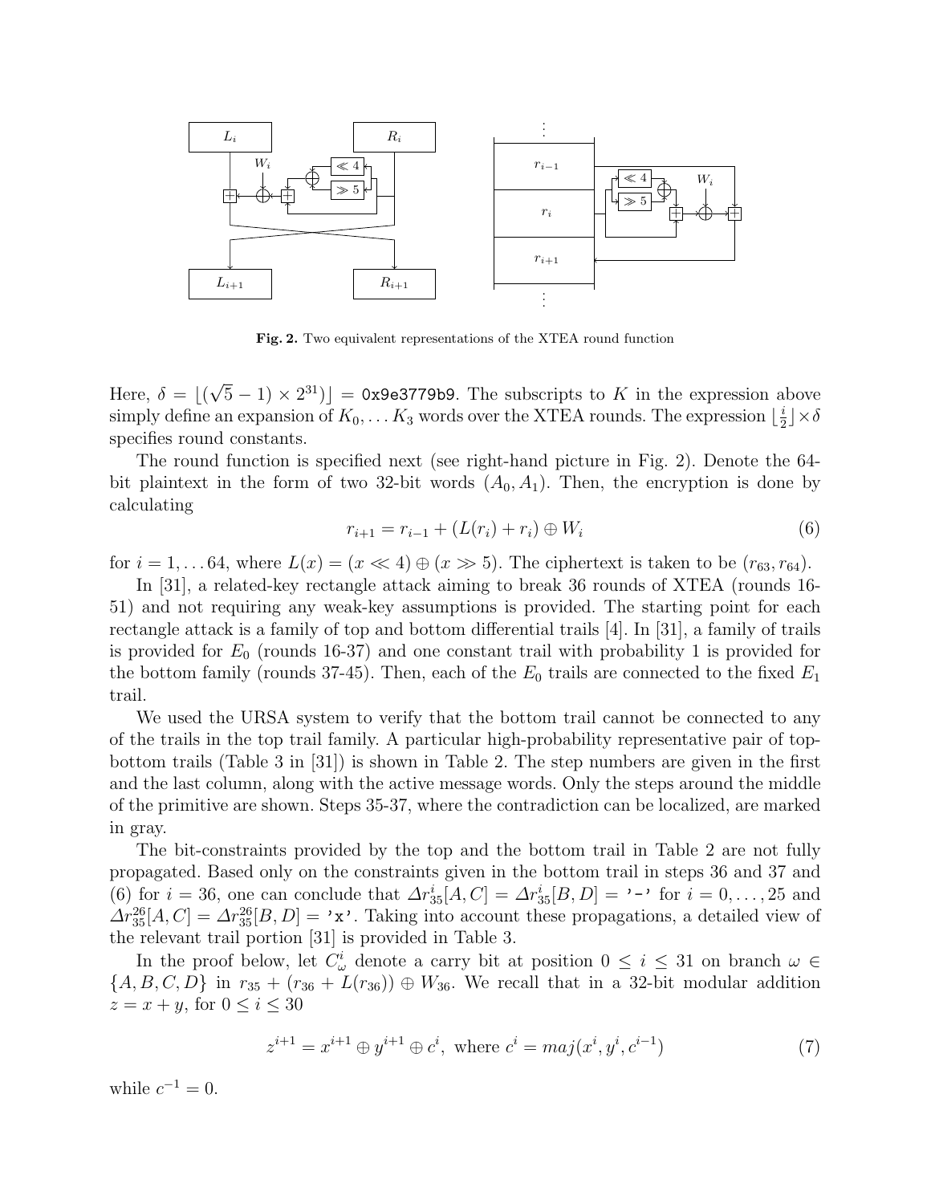**Fig. 2.** Two equivalent representations of the XTEA round function

Here, $\delta = \lfloor(\sqrt{5}-1)\times 2^{31})\rfloor$ = `0x9e3779b9`. The subscripts to $K$ in the expression above simply define an expansion of $K_0, \ldots K_3$ words over the XTEA rounds. The expression $\lfloor \frac{i}{2} \rfloor \times \delta$ specifies round constants.

The round function is specified next (see right-hand picture in Fig. 2). Denote the 64-bit plaintext in the form of two 32-bit words $(A_0, A_1)$. Then, the encryption is done by calculating

$$r_{i+1} = r_{i-1} + (L(r_i) + r_i) \oplus W_i \tag{6}$$

for $i = 1, \ldots 64$, where $L(x) = (x \lll 4) \oplus (x \gg 5)$. The ciphertext is taken to be $(r_{63}, r_{64})$.

In [31], a related-key rectangle attack aiming to break 36 rounds of XTEA (rounds 16-51) and not requiring any weak-key assumptions is provided. The starting point for each rectangle attack is a family of top and bottom differential trails [4]. In [31], a family of trails is provided for $E_0$ (rounds 16-37) and one constant trail with probability 1 is provided for the bottom family (rounds 37-45). Then, each of the $E_0$ trails are connected to the fixed $E_1$ trail.

We used the URSA system to verify that the bottom trail cannot be connected to any of the trails in the top trail family. A particular high-probability representative pair of top-bottom trails (Table 3 in [31]) is shown in Table 2. The step numbers are given in the first and the last column, along with the active message words. Only the steps around the middle of the primitive are shown. Steps 35-37, where the contradiction can be localized, are marked in gray.

The bit-constraints provided by the top and the bottom trail in Table 2 are not fully propagated. Based only on the constraints given in the bottom trail in steps 36 and 37 and (6) for $i = 36$, one can conclude that $\Delta r_{35}^{i}[A, C] = \Delta r_{35}^{i}[B, D] =$ '-' for $i = 0, \ldots, 25$ and $\Delta r_{35}^{26}[A, C] = \Delta r_{35}^{26}[B, D] =$ 'x'. Taking into account these propagations, a detailed view of the relevant trail portion [31] is provided in Table 3.

In the proof below, let $C_{\omega}^{i}$ denote a carry bit at position $0 \le i \le 31$ on branch $\omega \in \{A, B, C, D\}$ in $r_{35} + (r_{36} + L(r_{36})) \oplus W_{36}$. We recall that in a 32-bit modular addition $z = x + y$, for $0 \le i \le 30$

$$z^{i+1} = x^{i+1} \oplus y^{i+1} \oplus c^{i}, \text{ where } c^{i} = maj(x^{i}, y^{i}, c^{i-1}) \tag{7}$$

while $c^{-1} = 0$.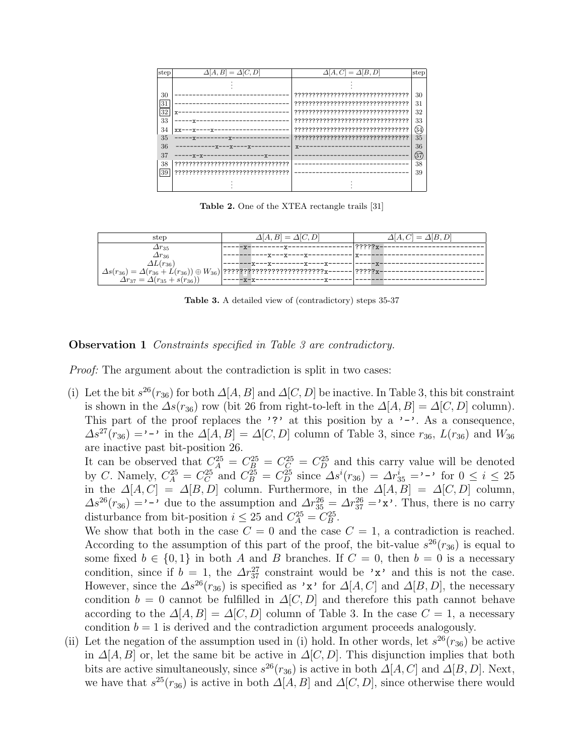| step | $\Delta[A,B]=\Delta[C,D]$ | $\Delta[A,C]=\Delta[B,D]$ | step |
|---|---|---|---|
| | ⋮ | ⋮ | |
| 30 | `--------------------------------` | `????????????????????????????????` | 30 |
| [31] | `--------------------------------` | `????????????????????????????????` | 31 |
| [32] | `x-------------------------------` | `????????????????????????????????` | 32 |
| 33 | `-----x--------------------------` | `????????????????????????????????` | 33 |
| 34 | `xx---x----x---------------------` | `????????????????????????????????` | (34) |
| 35 | `-----x---------x----------------` | `????????????????????????????????` | 35 |
| 36 | `-----------x---x----x-----------` | `x-------------------------------` | 36 |
| 37 | `-----x-x-----------------x------` | `--------------------------------` | (37) |
| 38 | `????????????????????????????????` | `--------------------------------` | 38 |
| [39] | `????????????????????????????????` | `--------------------------------` | 39 |
| | ⋮ | ⋮ | |

**Table 2.** One of the XTEA rectangle trails [31]

| step | $\Delta[A,B]=\Delta[C,D]$ | $\Delta[A,C]=\Delta[B,D]$ |
|---|---|---|
| $\Delta r_{35}$ | `-----x---------x----------------` | `?????x--------------------------` |
| $\Delta r_{36}$ | `-----------x---x----x-----------` | `x-------------------------------` |
| $\Delta L(r_{36})$ | `--------x---x--------x----x------` | `------x-------------------------` |
| $\Delta s(r_{36})=\Delta(r_{36}+L(r_{36}))\oplus W_{36}$ | `???????????????????????????x------` | `?????x--------------------------` |
| $\Delta r_{37}=\Delta(r_{35}+s(r_{36}))$ | `-----x-x-----------------x------` | `--------------------------------` |

**Table 3.** A detailed view of (contradictory) steps 35-37

**Observation 1** *Constraints specified in Table 3 are contradictory.*

*Proof:* The argument about the contradiction is split in two cases:

(i) Let the bit $s^{26}(r_{36})$ for both $\Delta[A,B]$ and $\Delta[C,D]$ be inactive. In Table 3, this bit constraint is shown in the $\Delta s(r_{36})$ row (bit 26 from right-to-left in the $\Delta[A,B]=\Delta[C,D]$ column). This part of the proof replaces the '?' at this position by a '-'. As a consequence, $\Delta s^{27}(r_{36})=$'-' in the $\Delta[A,B]=\Delta[C,D]$ column of Table 3, since $r_{36}$, $L(r_{36})$ and $W_{36}$ are inactive past bit-position 26.
It can be observed that $C_A^{25}=C_B^{25}=C_C^{25}=C_D^{25}$ and this carry value will be denoted by $C$. Namely, $C_A^{25}=C_C^{25}$ and $C_B^{25}=C_D^{25}$ since $\Delta s^i(r_{36})=\Delta r_{35}^i=$'-' for $0\le i\le 25$ in the $\Delta[A,C]=\Delta[B,D]$ column. Furthermore, in the $\Delta[A,B]=\Delta[C,D]$ column, $\Delta s^{26}(r_{36})=$'-' due to the assumption and $\Delta r_{35}^{26}=\Delta r_{37}^{26}=$'x'. Thus, there is no carry disturbance from bit-position $i\le 25$ and $C_A^{25}=C_B^{25}$.
We show that both in the case $C=0$ and the case $C=1$, a contradiction is reached. According to the assumption of this part of the proof, the bit-value $s^{26}(r_{36})$ is equal to some fixed $b\in\{0,1\}$ in both $A$ and $B$ branches. If $C=0$, then $b=0$ is a necessary condition, since if $b=1$, the $\Delta r_{37}^{27}$ constraint would be 'x' and this is not the case. However, since the $\Delta s^{26}(r_{36})$ is specified as 'x' for $\Delta[A,C]$ and $\Delta[B,D]$, the necessary condition $b=0$ cannot be fulfilled in $\Delta[C,D]$ and therefore this path cannot behave according to the $\Delta[A,B]=\Delta[C,D]$ column of Table 3. In the case $C=1$, a necessary condition $b=1$ is derived and the contradiction argument proceeds analogously.

(ii) Let the negation of the assumption used in (i) hold. In other words, let $s^{26}(r_{36})$ be active in $\Delta[A,B]$ or, let the same bit be active in $\Delta[C,D]$. This disjunction implies that both bits are active simultaneously, since $s^{26}(r_{36})$ is active in both $\Delta[A,C]$ and $\Delta[B,D]$. Next, we have that $s^{25}(r_{36})$ is active in both $\Delta[A,B]$ and $\Delta[C,D]$, since otherwise there would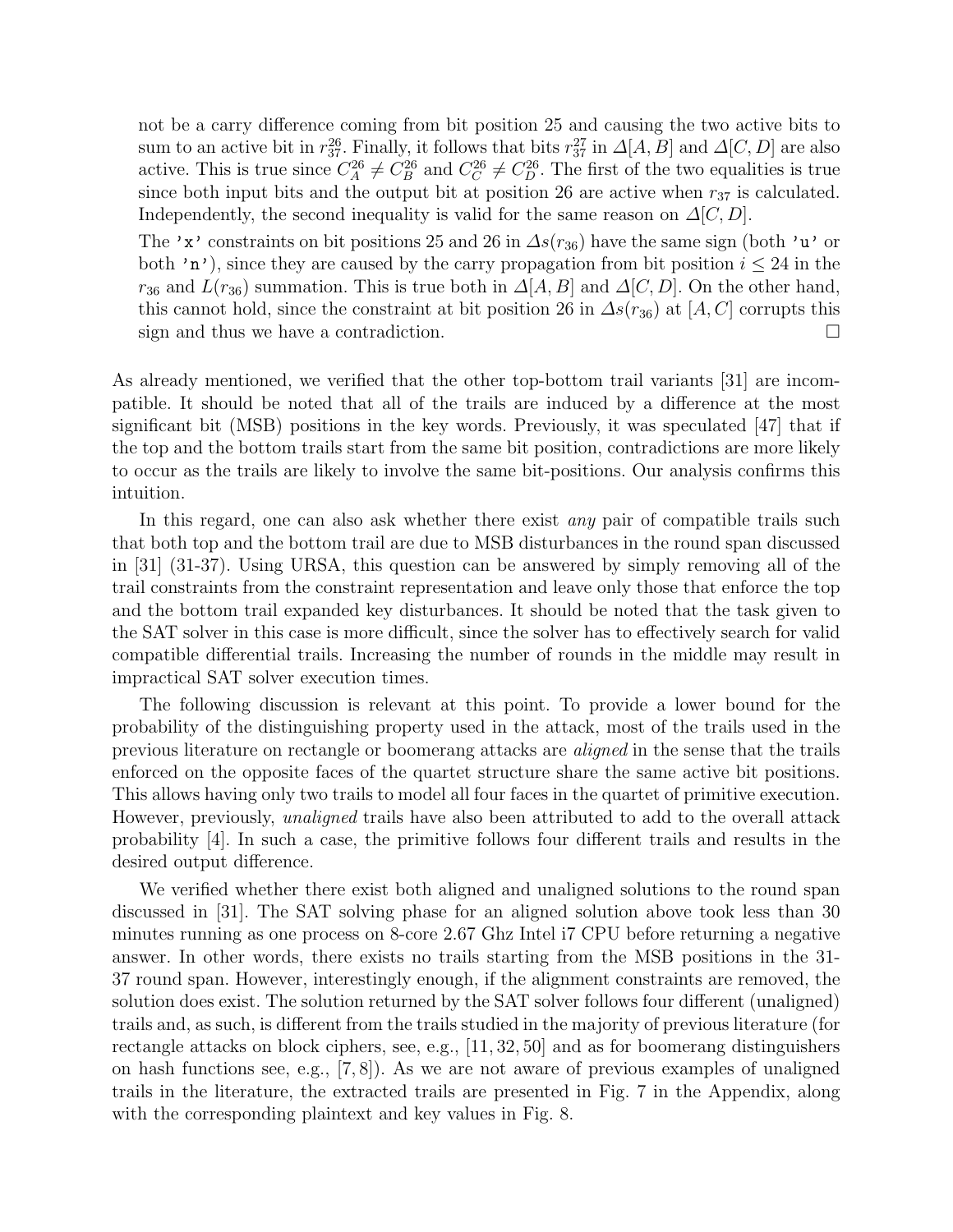not be a carry difference coming from bit position 25 and causing the two active bits to sum to an active bit in $r_{37}^{26}$. Finally, it follows that bits $r_{37}^{27}$ in $\Delta[A, B]$ and $\Delta[C, D]$ are also active. This is true since $C_A^{26} \neq C_B^{26}$ and $C_C^{26} \neq C_D^{26}$. The first of the two equalities is true since both input bits and the output bit at position 26 are active when $r_{37}$ is calculated. Independently, the second inequality is valid for the same reason on $\Delta[C, D]$.

The 'x' constraints on bit positions 25 and 26 in $\Delta s(r_{36})$ have the same sign (both 'u' or both 'n'), since they are caused by the carry propagation from bit position $i \leq 24$ in the $r_{36}$ and $L(r_{36})$ summation. This is true both in $\Delta[A, B]$ and $\Delta[C, D]$. On the other hand, this cannot hold, since the constraint at bit position 26 in $\Delta s(r_{36})$ at $[A, C]$ corrupts this sign and thus we have a contradiction. □

As already mentioned, we verified that the other top-bottom trail variants [31] are incompatible. It should be noted that all of the trails are induced by a difference at the most significant bit (MSB) positions in the key words. Previously, it was speculated [47] that if the top and the bottom trails start from the same bit position, contradictions are more likely to occur as the trails are likely to involve the same bit-positions. Our analysis confirms this intuition.

In this regard, one can also ask whether there exist *any* pair of compatible trails such that both top and the bottom trail are due to MSB disturbances in the round span discussed in [31] (31-37). Using URSA, this question can be answered by simply removing all of the trail constraints from the constraint representation and leave only those that enforce the top and the bottom trail expanded key disturbances. It should be noted that the task given to the SAT solver in this case is more difficult, since the solver has to effectively search for valid compatible differential trails. Increasing the number of rounds in the middle may result in impractical SAT solver execution times.

The following discussion is relevant at this point. To provide a lower bound for the probability of the distinguishing property used in the attack, most of the trails used in the previous literature on rectangle or boomerang attacks are *aligned* in the sense that the trails enforced on the opposite faces of the quartet structure share the same active bit positions. This allows having only two trails to model all four faces in the quartet of primitive execution. However, previously, *unaligned* trails have also been attributed to add to the overall attack probability [4]. In such a case, the primitive follows four different trails and results in the desired output difference.

We verified whether there exist both aligned and unaligned solutions to the round span discussed in [31]. The SAT solving phase for an aligned solution above took less than 30 minutes running as one process on 8-core 2.67 Ghz Intel i7 CPU before returning a negative answer. In other words, there exists no trails starting from the MSB positions in the 31-37 round span. However, interestingly enough, if the alignment constraints are removed, the solution does exist. The solution returned by the SAT solver follows four different (unaligned) trails and, as such, is different from the trails studied in the majority of previous literature (for rectangle attacks on block ciphers, see, e.g., [11, 32, 50] and as for boomerang distinguishers on hash functions see, e.g., [7, 8]). As we are not aware of previous examples of unaligned trails in the literature, the extracted trails are presented in Fig. 7 in the Appendix, along with the corresponding plaintext and key values in Fig. 8.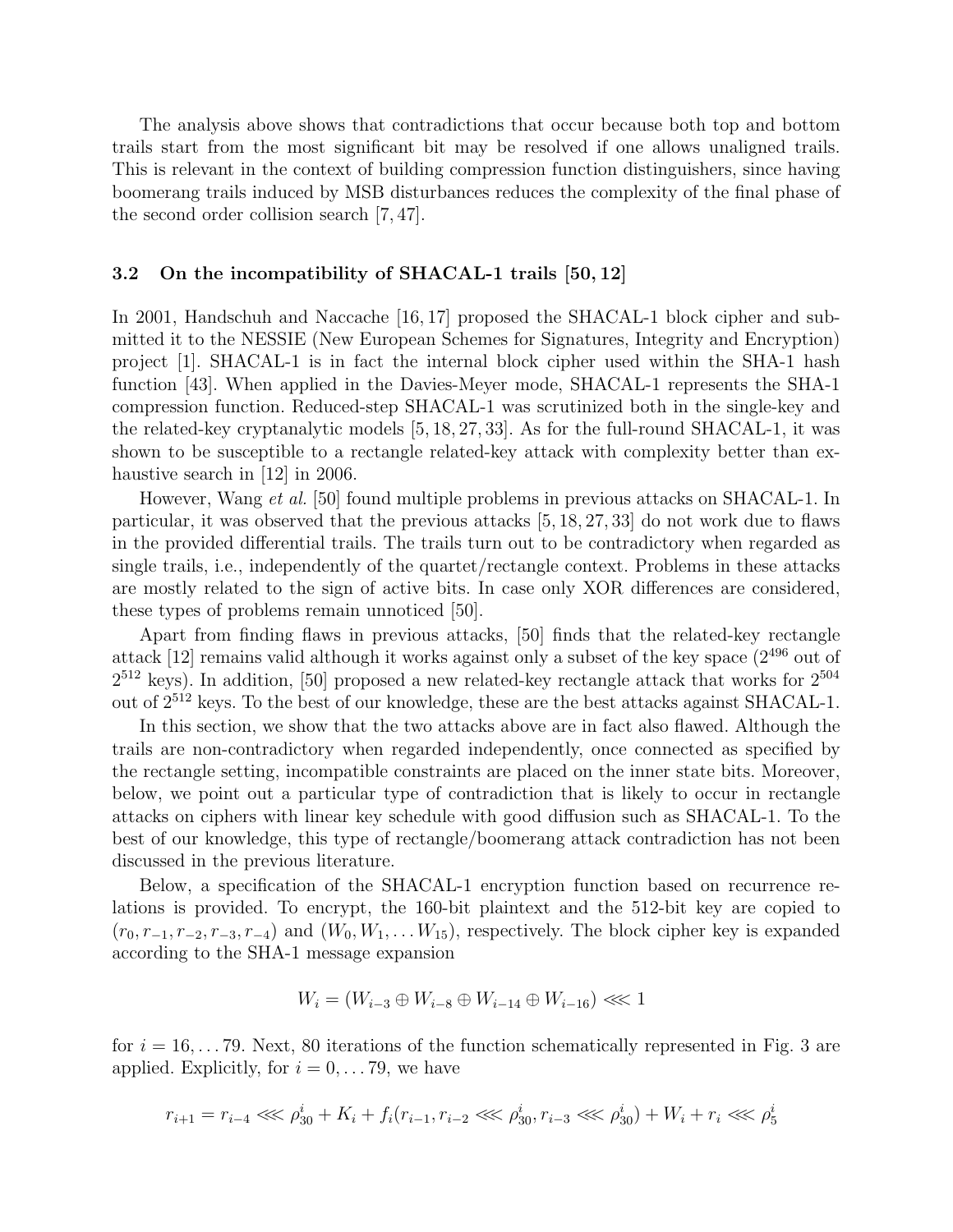The analysis above shows that contradictions that occur because both top and bottom trails start from the most significant bit may be resolved if one allows unaligned trails. This is relevant in the context of building compression function distinguishers, since having boomerang trails induced by MSB disturbances reduces the complexity of the final phase of the second order collision search [7, 47].

### 3.2 On the incompatibility of SHACAL-1 trails [50, 12]

In 2001, Handschuh and Naccache [16, 17] proposed the SHACAL-1 block cipher and submitted it to the NESSIE (New European Schemes for Signatures, Integrity and Encryption) project [1]. SHACAL-1 is in fact the internal block cipher used within the SHA-1 hash function [43]. When applied in the Davies-Meyer mode, SHACAL-1 represents the SHA-1 compression function. Reduced-step SHACAL-1 was scrutinized both in the single-key and the related-key cryptanalytic models [5, 18, 27, 33]. As for the full-round SHACAL-1, it was shown to be susceptible to a rectangle related-key attack with complexity better than exhaustive search in [12] in 2006.

However, Wang *et al.* [50] found multiple problems in previous attacks on SHACAL-1. In particular, it was observed that the previous attacks [5, 18, 27, 33] do not work due to flaws in the provided differential trails. The trails turn out to be contradictory when regarded as single trails, i.e., independently of the quartet/rectangle context. Problems in these attacks are mostly related to the sign of active bits. In case only XOR differences are considered, these types of problems remain unnoticed [50].

Apart from finding flaws in previous attacks, [50] finds that the related-key rectangle attack [12] remains valid although it works against only a subset of the key space ($2^{496}$ out of $2^{512}$ keys). In addition, [50] proposed a new related-key rectangle attack that works for $2^{504}$ out of $2^{512}$ keys. To the best of our knowledge, these are the best attacks against SHACAL-1.

In this section, we show that the two attacks above are in fact also flawed. Although the trails are non-contradictory when regarded independently, once connected as specified by the rectangle setting, incompatible constraints are placed on the inner state bits. Moreover, below, we point out a particular type of contradiction that is likely to occur in rectangle attacks on ciphers with linear key schedule with good diffusion such as SHACAL-1. To the best of our knowledge, this type of rectangle/boomerang attack contradiction has not been discussed in the previous literature.

Below, a specification of the SHACAL-1 encryption function based on recurrence relations is provided. To encrypt, the 160-bit plaintext and the 512-bit key are copied to $(r_0, r_{-1}, r_{-2}, r_{-3}, r_{-4})$ and $(W_0, W_1, \ldots W_{15})$, respectively. The block cipher key is expanded according to the SHA-1 message expansion

$$W_i = (W_{i-3} \oplus W_{i-8} \oplus W_{i-14} \oplus W_{i-16}) \lll 1$$

for $i = 16, \ldots 79$. Next, 80 iterations of the function schematically represented in Fig. 3 are applied. Explicitly, for $i = 0, \ldots 79$, we have

$$r_{i+1} = r_{i-4} \lll \rho_{30}^{i} + K_i + f_i(r_{i-1}, r_{i-2} \lll \rho_{30}^{i}, r_{i-3} \lll \rho_{30}^{i}) + W_i + r_i \lll \rho_5^{i}$$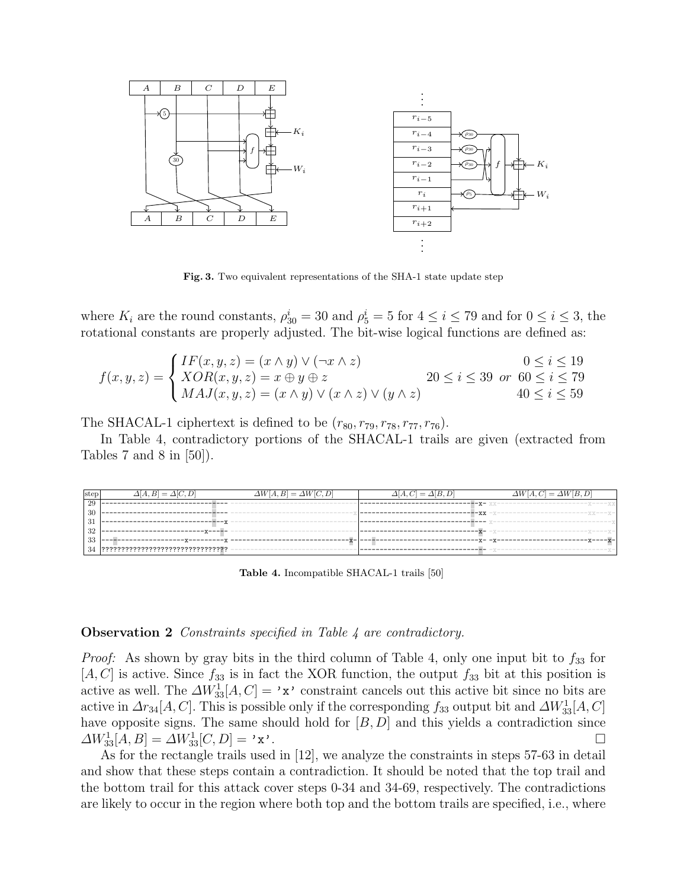**Fig. 3.** Two equivalent representations of the SHA-1 state update step

where $K_i$ are the round constants, $\rho_{30}^i = 30$ and $\rho_5^i = 5$ for $4 \le i \le 79$ and for $0 \le i \le 3$, the rotational constants are properly adjusted. The bit-wise logical functions are defined as:

$$f(x,y,z) = \begin{cases} IF(x,y,z) = (x \wedge y) \vee (\neg x \wedge z) & 0 \le i \le 19 \\ XOR(x,y,z) = x \oplus y \oplus z & 20 \le i \le 39 \;\; or \;\; 60 \le i \le 79 \\ MAJ(x,y,z) = (x \wedge y) \vee (x \wedge z) \vee (y \wedge z) & 40 \le i \le 59 \end{cases}$$

The SHACAL-1 ciphertext is defined to be $(r_{80}, r_{79}, r_{78}, r_{77}, r_{76})$.

In Table 4, contradictory portions of the SHACAL-1 trails are given (extracted from Tables 7 and 8 in [50]).

| step | $\Delta[A,B] = \Delta[C,D]$ | $\Delta W[A,B] = \Delta W[C,D]$ | $\Delta[A,C] = \Delta[B,D]$ | $\Delta W[A,C] = \Delta W[B,D]$ |
|---|---|---|---|---|
| 29 | `--------------------------------------` | `--------------------------------` | `-----------------------------x-` | `---------------------------x---xx` |
| 30 | `--------------------------------------` | `-------------------------------x` | `-----------------------------xx` | `---------------------------xx--x-` |
| 31 | `-----------------------------x` | `--------------------------------` | `--------------------------------` | `--------------------------------x` |
| 32 | `--------------------------x----x-` | `--------------------------------` | `------------------------------x-` | `-------------------------------x-` |
| 33 | `----------------x---------x` | `------------------------------x-` | `------------------------------x-` | `-x---------------------x-----x-` |
| 34 | `????????????????????????????????` | `--------------------------------` | `--------------------------------` | `-------------------------------x-` |

**Table 4.** Incompatible SHACAL-1 trails [50]

**Observation 2** *Constraints specified in Table 4 are contradictory.*

*Proof:* As shown by gray bits in the third column of Table 4, only one input bit to $f_{33}$ for $[A,C]$ is active. Since $f_{33}$ is in fact the XOR function, the output $f_{33}$ bit at this position is active as well. The $\Delta W_{33}^1[A,C] =$ `'x'` constraint cancels out this active bit since no bits are active in $\Delta r_{34}[A,C]$. This is possible only if the corresponding $f_{33}$ output bit and $\Delta W_{33}^1[A,C]$ have opposite signs. The same should hold for $[B,D]$ and this yields a contradiction since $\Delta W_{33}^1[A,B] = \Delta W_{33}^1[C,D] =$ `'x'`. □

As for the rectangle trails used in [12], we analyze the constraints in steps 57-63 in detail and show that these steps contain a contradiction. It should be noted that the top trail and the bottom trail for this attack cover steps 0-34 and 34-69, respectively. The contradictions are likely to occur in the region where both top and the bottom trails are specified, i.e., where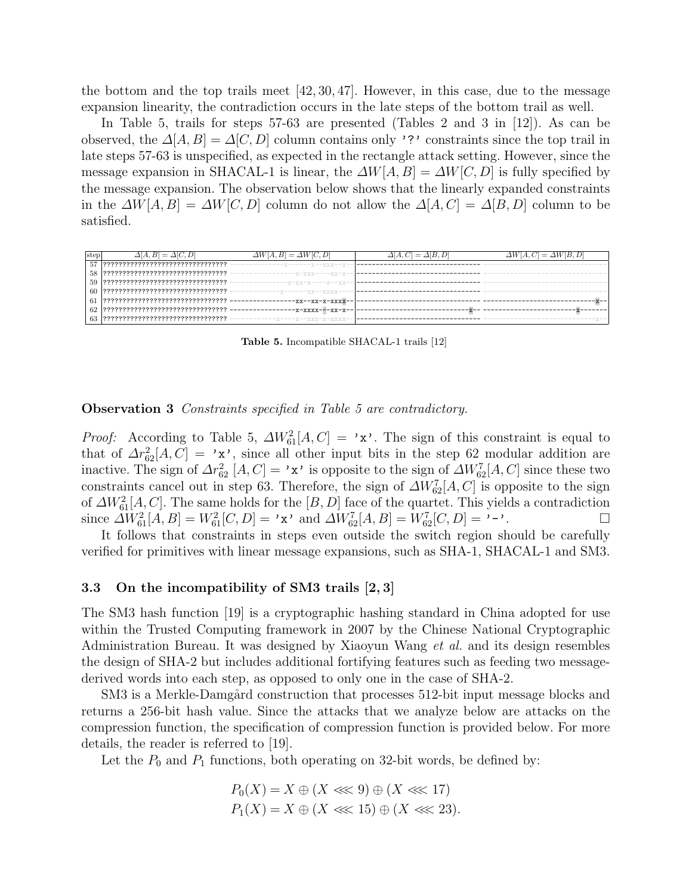the bottom and the top trails meet [42, 30, 47]. However, in this case, due to the message expansion linearity, the contradiction occurs in the late steps of the bottom trail as well.

In Table 5, trails for steps 57-63 are presented (Tables 2 and 3 in [12]). As can be observed, the $\Delta[A, B] = \Delta[C, D]$ column contains only '?' constraints since the top trail in late steps 57-63 is unspecified, as expected in the rectangle attack setting. However, since the message expansion in SHACAL-1 is linear, the $\Delta W[A, B] = \Delta W[C, D]$ is fully specified by the message expansion. The observation below shows that the linearly expanded constraints in the $\Delta W[A, B] = \Delta W[C, D]$ column do not allow the $\Delta[A, C] = \Delta[B, D]$ column to be satisfied.

| step | $\Delta[A, B] = \Delta[C, D]$ | $\Delta W[A, B] = \Delta W[C, D]$ | $\Delta[A, C] = \Delta[B, D]$ | $\Delta W[A, C] = \Delta W[B, D]$ |
|---|---|---|---|---|
| 57 | ???????????????????????????????? | --------------x-----x--xxx--x--- | -------------------------------- | -------------------------------- |
| 58 | ???????????????????????????????? | ----------------x-xxx----xx-x--- | -------------------------------- | -------------------------------- |
| 59 | ???????????????????????????????? | ---------------x-xx-x----x--xx-- | -------------------------------- | -------------------------------- |
| 60 | ???????????????????????????????? | ------------x------xx--xxxx----- | -------------------------------- | -------------------------------- |
| 61 | ???????????????????????????????? | ----------------xx--xx-x-xxxx--- | -------------------------------- | -----------------------------x-- |
| 62 | ???????????????????????????????? | ----------------x-xxxx---xx-x--- | ------------------------------x-- | -----------------------x-------- |
| 63 | ???????????????????????????????? | -----------x----x--xxx-x-xxxx--- | -------------------------------- | ------------------------------x- |

**Table 5.** Incompatible SHACAL-1 trails [12]

**Observation 3** *Constraints specified in Table 5 are contradictory.*

*Proof:* According to Table 5, $\Delta W^2_{61}[A, C] =$ 'x'. The sign of this constraint is equal to that of $\Delta r^2_{62}[A, C] =$ 'x', since all other input bits in the step 62 modular addition are inactive. The sign of $\Delta r^2_{62}\,[A, C] =$ 'x' is opposite to the sign of $\Delta W^7_{62}[A, C]$ since these two constraints cancel out in step 63. Therefore, the sign of $\Delta W^7_{62}[A, C]$ is opposite to the sign of $\Delta W^2_{61}[A, C]$. The same holds for the $[B, D]$ face of the quartet. This yields a contradiction since $\Delta W^2_{61}[A, B] = W^2_{61}[C, D] =$ 'x' and $\Delta W^7_{62}[A, B] = W^7_{62}[C, D] =$ '-'. □

It follows that constraints in steps even outside the switch region should be carefully verified for primitives with linear message expansions, such as SHA-1, SHACAL-1 and SM3.

### 3.3 On the incompatibility of SM3 trails [2, 3]

The SM3 hash function [19] is a cryptographic hashing standard in China adopted for use within the Trusted Computing framework in 2007 by the Chinese National Cryptographic Administration Bureau. It was designed by Xiaoyun Wang *et al.* and its design resembles the design of SHA-2 but includes additional fortifying features such as feeding two message-derived words into each step, as opposed to only one in the case of SHA-2.

SM3 is a Merkle-Damgård construction that processes 512-bit input message blocks and returns a 256-bit hash value. Since the attacks that we analyze below are attacks on the compression function, the specification of compression function is provided below. For more details, the reader is referred to [19].

Let the $P_0$ and $P_1$ functions, both operating on 32-bit words, be defined by:

$$P_0(X) = X \oplus (X \lll 9) \oplus (X \lll 17)$$
$$P_1(X) = X \oplus (X \lll 15) \oplus (X \lll 23).$$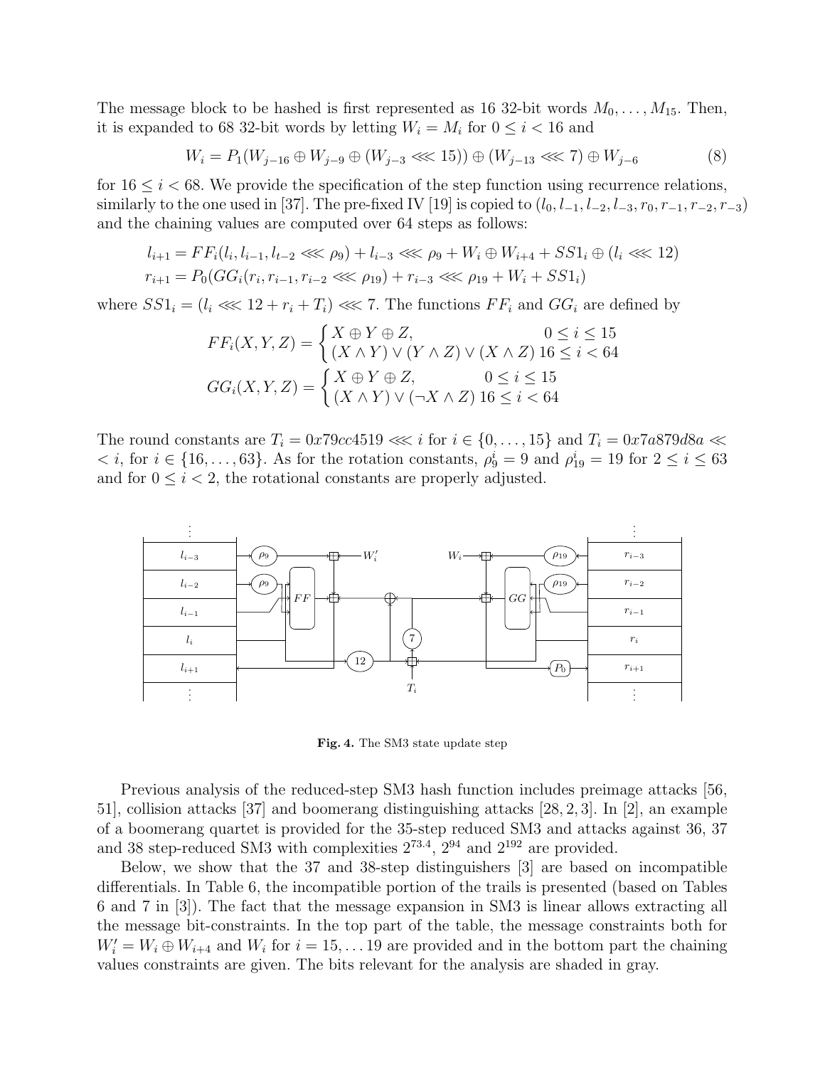The message block to be hashed is first represented as 16 32-bit words $M_0, \ldots, M_{15}$. Then, it is expanded to 68 32-bit words by letting $W_i = M_i$ for $0 \leq i < 16$ and

$$W_i = P_1(W_{j-16} \oplus W_{j-9} \oplus (W_{j-3} \lll 15)) \oplus (W_{j-13} \lll 7) \oplus W_{j-6} \tag{8}$$

for $16 \leq i < 68$. We provide the specification of the step function using recurrence relations, similarly to the one used in [37]. The pre-fixed IV [19] is copied to $(l_0, l_{-1}, l_{-2}, l_{-3}, r_0, r_{-1}, r_{-2}, r_{-3})$ and the chaining values are computed over 64 steps as follows:

$$l_{i+1} = FF_i(l_i, l_{i-1}, l_{t-2} \lll \rho_9) + l_{i-3} \lll \rho_9 + W_i \oplus W_{i+4} + SS1_i \oplus (l_i \lll 12)$$
$$r_{i+1} = P_0(GG_i(r_i, r_{i-1}, r_{i-2} \lll \rho_{19}) + r_{i-3} \lll \rho_{19} + W_i + SS1_i)$$

where $SS1_i = (l_i \lll 12 + r_i + T_i) \lll 7$. The functions $FF_i$ and $GG_i$ are defined by

$$FF_i(X, Y, Z) = \begin{cases} X \oplus Y \oplus Z, & 0 \leq i \leq 15 \\ (X \wedge Y) \vee (Y \wedge Z) \vee (X \wedge Z) & 16 \leq i < 64 \end{cases}$$

$$GG_i(X, Y, Z) = \begin{cases} X \oplus Y \oplus Z, & 0 \leq i \leq 15 \\ (X \wedge Y) \vee (\neg X \wedge Z) & 16 \leq i < 64 \end{cases}$$

The round constants are $T_i = 0x79cc4519 \lll i$ for $i \in \{0, \ldots, 15\}$ and $T_i = 0x7a879d8a \ll < i$, for $i \in \{16, \ldots, 63\}$. As for the rotation constants, $\rho_9^i = 9$ and $\rho_{19}^i = 19$ for $2 \leq i \leq 63$ and for $0 \leq i < 2$, the rotational constants are properly adjusted.

**Fig. 4.** The SM3 state update step

Previous analysis of the reduced-step SM3 hash function includes preimage attacks [56, 51], collision attacks [37] and boomerang distinguishing attacks [28, 2, 3]. In [2], an example of a boomerang quartet is provided for the 35-step reduced SM3 and attacks against 36, 37 and 38 step-reduced SM3 with complexities $2^{73.4}$, $2^{94}$ and $2^{192}$ are provided.

Below, we show that the 37 and 38-step distinguishers [3] are based on incompatible differentials. In Table 6, the incompatible portion of the trails is presented (based on Tables 6 and 7 in [3]). The fact that the message expansion in SM3 is linear allows extracting all the message bit-constraints. In the top part of the table, the message constraints both for $W'_i = W_i \oplus W_{i+4}$ and $W_i$ for $i = 15, \ldots 19$ are provided and in the bottom part the chaining values constraints are given. The bits relevant for the analysis are shaded in gray.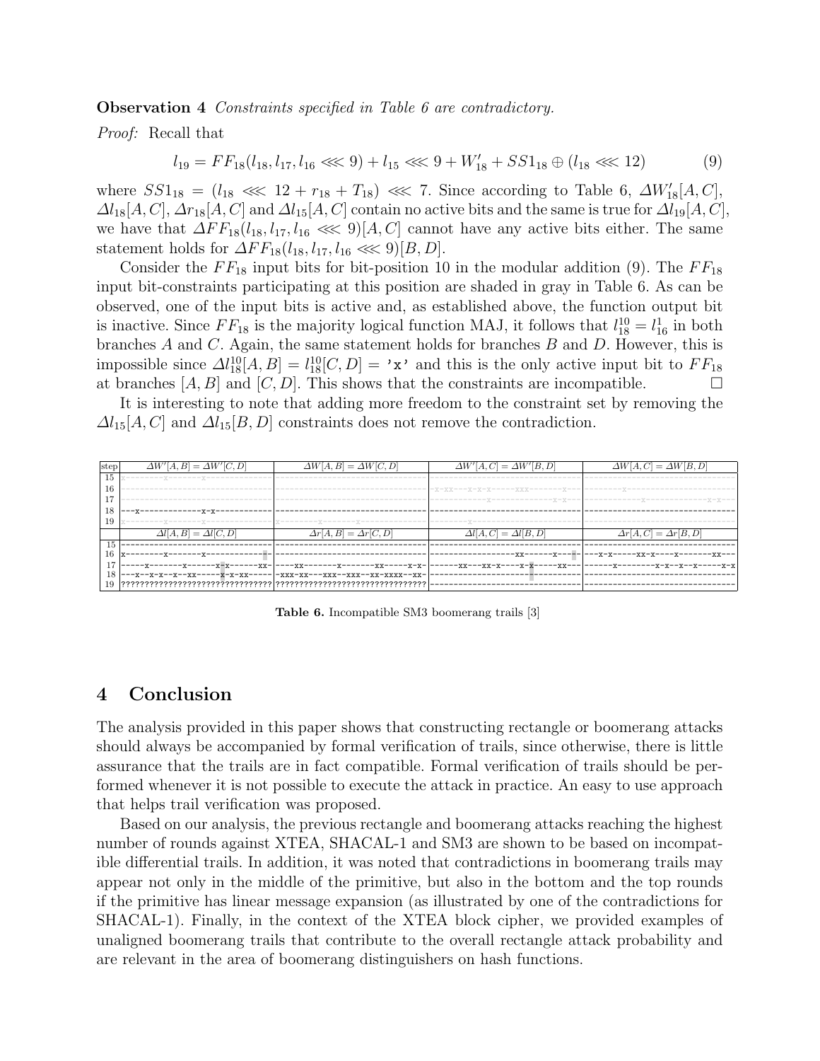**Observation 4** *Constraints specified in Table 6 are contradictory.*

*Proof:* Recall that

$$l_{19} = FF_{18}(l_{18}, l_{17}, l_{16} \lll 9) + l_{15} \lll 9 + W'_{18} + SS1_{18} \oplus (l_{18} \lll 12) \tag{9}$$

where $SS1_{18} = (l_{18} \lll 12 + r_{18} + T_{18}) \lll 7$. Since according to Table 6, $\Delta W'_{18}[A,C]$, $\Delta l_{18}[A,C]$, $\Delta r_{18}[A,C]$ and $\Delta l_{15}[A,C]$ contain no active bits and the same is true for $\Delta l_{19}[A,C]$, we have that $\Delta FF_{18}(l_{18}, l_{17}, l_{16} \lll 9)[A,C]$ cannot have any active bits either. The same statement holds for $\Delta FF_{18}(l_{18}, l_{17}, l_{16} \lll 9)[B,D]$.

Consider the $FF_{18}$ input bits for bit-position 10 in the modular addition (9). The $FF_{18}$ input bit-constraints participating at this position are shaded in gray in Table 6. As can be observed, one of the input bits is active and, as established above, the function output bit is inactive. Since $FF_{18}$ is the majority logical function MAJ, it follows that $l^{10}_{18} = l^{1}_{16}$ in both branches $A$ and $C$. Again, the same statement holds for branches $B$ and $D$. However, this is impossible since $\Delta l^{10}_{18}[A,B] = l^{10}_{18}[C,D] =$ 'x' and this is the only active input bit to $FF_{18}$ at branches $[A,B]$ and $[C,D]$. This shows that the constraints are incompatible. □

It is interesting to note that adding more freedom to the constraint set by removing the $\Delta l_{15}[A,C]$ and $\Delta l_{15}[B,D]$ constraints does not remove the contradiction.

| step | $\Delta W'[A,B] = \Delta W'[C,D]$ | $\Delta W[A,B] = \Delta W[C,D]$ | $\Delta W'[A,C] = \Delta W'[B,D]$ | $\Delta W[A,C] = \Delta W[B,D]$ |
|---|---|---|---|---|
| 15 | `x---------x---------x-----------` | `--------------------------------` | `--------------------------------` | `--------------------------------` |
| 16 | `--------------------------------` | `--------------------------------` | `-x-xx---x-x-x------xxx--------x-` | `---------x----------------------` |
| 17 | `--------------------------------` | `--------------------------------` | `------------x--------------x-x--` | `-------------x--------------x-x-` |
| 18 | `---x-------------x-x------------` | `--------------------------------` | `--------------------------------` | `--------------------------------` |
| 19 | `x---------x---------x-----------` | `x---------x---------x-----------` | `--------x-----------------------` | `--------------------------------` |
| | $\Delta l[A,B] = \Delta l[C,D]$ | $\Delta r[A,B] = \Delta r[C,D]$ | $\Delta l[A,C] = \Delta l[B,D]$ | $\Delta r[A,C] = \Delta r[B,D]$ |
| 15 | `--------------------------------` | `--------------------------------` | `--------------------------------` | `--------------------------------` |
| 16 | `x---------x---------x-----------` | `--------------------------------` | `-------------------xx------x----` | `---x-x-----xx-x----x-------xx---` |
| 17 | `-----x-------x------x-x------xx-` | `----xx-------x-------xx-----x-x-` | `------xx---xx-x----x-x-----xx---` | `------x--------x-x--x--x-----x-x` |
| 18 | `---x--x--x--x--xx-----x-x-xx----` | `-xxx-xx---xxx--xxx--xx-xxxx--xx-` | `--------------------------------` | `--------------------------------` |
| 19 | `????????????????????????????????` | `????????????????????????????????` | `--------------------------------` | `--------------------------------` |

**Table 6.** Incompatible SM3 boomerang trails [3]

## 4 Conclusion

The analysis provided in this paper shows that constructing rectangle or boomerang attacks should always be accompanied by formal verification of trails, since otherwise, there is little assurance that the trails are in fact compatible. Formal verification of trails should be performed whenever it is not possible to execute the attack in practice. An easy to use approach that helps trail verification was proposed.

Based on our analysis, the previous rectangle and boomerang attacks reaching the highest number of rounds against XTEA, SHACAL-1 and SM3 are shown to be based on incompatible differential trails. In addition, it was noted that contradictions in boomerang trails may appear not only in the middle of the primitive, but also in the bottom and the top rounds if the primitive has linear message expansion (as illustrated by one of the contradictions for SHACAL-1). Finally, in the context of the XTEA block cipher, we provided examples of unaligned boomerang trails that contribute to the overall rectangle attack probability and are relevant in the area of boomerang distinguishers on hash functions.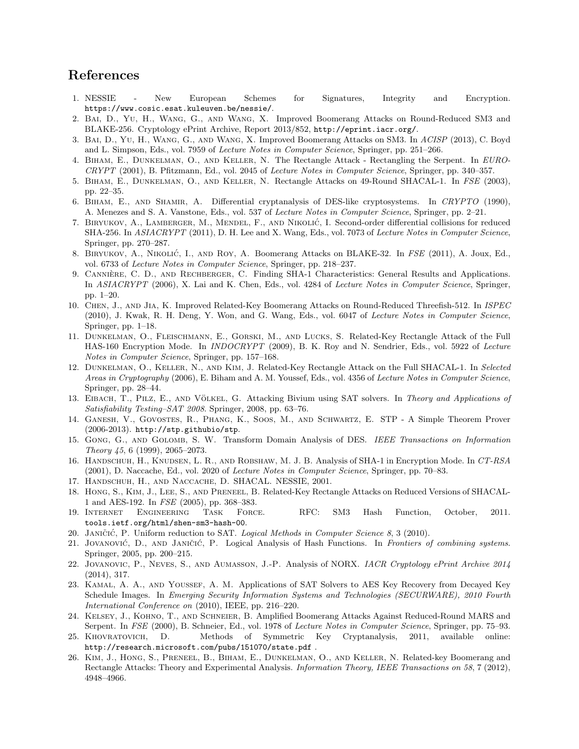## References

1. NESSIE - New European Schemes for Signatures, Integrity and Encryption. https://www.cosic.esat.kuleuven.be/nessie/.
2. Bai, D., Yu, H., Wang, G., and Wang, X. Improved Boomerang Attacks on Round-Reduced SM3 and BLAKE-256. Cryptology ePrint Archive, Report 2013/852, http://eprint.iacr.org/.
3. Bai, D., Yu, H., Wang, G., and Wang, X. Improved Boomerang Attacks on SM3. In *ACISP* (2013), C. Boyd and L. Simpson, Eds., vol. 7959 of *Lecture Notes in Computer Science*, Springer, pp. 251–266.
4. Biham, E., Dunkelman, O., and Keller, N. The Rectangle Attack - Rectangling the Serpent. In *EUROCRYPT* (2001), B. Pfitzmann, Ed., vol. 2045 of *Lecture Notes in Computer Science*, Springer, pp. 340–357.
5. Biham, E., Dunkelman, O., and Keller, N. Rectangle Attacks on 49-Round SHACAL-1. In *FSE* (2003), pp. 22–35.
6. Biham, E., and Shamir, A. Differential cryptanalysis of DES-like cryptosystems. In *CRYPTO* (1990), A. Menezes and S. A. Vanstone, Eds., vol. 537 of *Lecture Notes in Computer Science*, Springer, pp. 2–21.
7. Biryukov, A., Lamberger, M., Mendel, F., and Nikolić, I. Second-order differential collisions for reduced SHA-256. In *ASIACRYPT* (2011), D. H. Lee and X. Wang, Eds., vol. 7073 of *Lecture Notes in Computer Science*, Springer, pp. 270–287.
8. Biryukov, A., Nikolić, I., and Roy, A. Boomerang Attacks on BLAKE-32. In *FSE* (2011), A. Joux, Ed., vol. 6733 of *Lecture Notes in Computer Science*, Springer, pp. 218–237.
9. Cannière, C. D., and Rechberger, C. Finding SHA-1 Characteristics: General Results and Applications. In *ASIACRYPT* (2006), X. Lai and K. Chen, Eds., vol. 4284 of *Lecture Notes in Computer Science*, Springer, pp. 1–20.
10. Chen, J., and Jia, K. Improved Related-Key Boomerang Attacks on Round-Reduced Threefish-512. In *ISPEC* (2010), J. Kwak, R. H. Deng, Y. Won, and G. Wang, Eds., vol. 6047 of *Lecture Notes in Computer Science*, Springer, pp. 1–18.
11. Dunkelman, O., Fleischmann, E., Gorski, M., and Lucks, S. Related-Key Rectangle Attack of the Full HAS-160 Encryption Mode. In *INDOCRYPT* (2009), B. K. Roy and N. Sendrier, Eds., vol. 5922 of *Lecture Notes in Computer Science*, Springer, pp. 157–168.
12. Dunkelman, O., Keller, N., and Kim, J. Related-Key Rectangle Attack on the Full SHACAL-1. In *Selected Areas in Cryptography* (2006), E. Biham and A. M. Youssef, Eds., vol. 4356 of *Lecture Notes in Computer Science*, Springer, pp. 28–44.
13. Eibach, T., Pilz, E., and Völkel, G. Attacking Bivium using SAT solvers. In *Theory and Applications of Satisfiability Testing–SAT 2008*. Springer, 2008, pp. 63–76.
14. Ganesh, V., Govostes, R., Phang, K., Soos, M., and Schwartz, E. STP - A Simple Theorem Prover (2006-2013). http://stp.githubio/stp.
15. Gong, G., and Golomb, S. W. Transform Domain Analysis of DES. *IEEE Transactions on Information Theory 45*, 6 (1999), 2065–2073.
16. Handschuh, H., Knudsen, L. R., and Robshaw, M. J. B. Analysis of SHA-1 in Encryption Mode. In *CT-RSA* (2001), D. Naccache, Ed., vol. 2020 of *Lecture Notes in Computer Science*, Springer, pp. 70–83.
17. Handschuh, H., and Naccache, D. SHACAL. NESSIE, 2001.
18. Hong, S., Kim, J., Lee, S., and Preneel, B. Related-Key Rectangle Attacks on Reduced Versions of SHACAL-1 and AES-192. In *FSE* (2005), pp. 368–383.
19. Internet Engineering Task Force. RFC: SM3 Hash Function, October, 2011. tools.ietf.org/html/shen-sm3-hash-00.
20. Janičić, P. Uniform reduction to SAT. *Logical Methods in Computer Science 8*, 3 (2010).
21. Jovanović, D., and Janičić, P. Logical Analysis of Hash Functions. In *Frontiers of combining systems*. Springer, 2005, pp. 200–215.
22. Jovanovic, P., Neves, S., and Aumasson, J.-P. Analysis of NORX. *IACR Cryptology ePrint Archive 2014* (2014), 317.
23. Kamal, A. A., and Youssef, A. M. Applications of SAT Solvers to AES Key Recovery from Decayed Key Schedule Images. In *Emerging Security Information Systems and Technologies (SECURWARE), 2010 Fourth International Conference on* (2010), IEEE, pp. 216–220.
24. Kelsey, J., Kohno, T., and Schneier, B. Amplified Boomerang Attacks Against Reduced-Round MARS and Serpent. In *FSE* (2000), B. Schneier, Ed., vol. 1978 of *Lecture Notes in Computer Science*, Springer, pp. 75–93.
25. Khovratovich, D. Methods of Symmetric Key Cryptanalysis, 2011, available online: http://research.microsoft.com/pubs/151070/state.pdf .
26. Kim, J., Hong, S., Preneel, B., Biham, E., Dunkelman, O., and Keller, N. Related-key Boomerang and Rectangle Attacks: Theory and Experimental Analysis. *Information Theory, IEEE Transactions on 58*, 7 (2012), 4948–4966.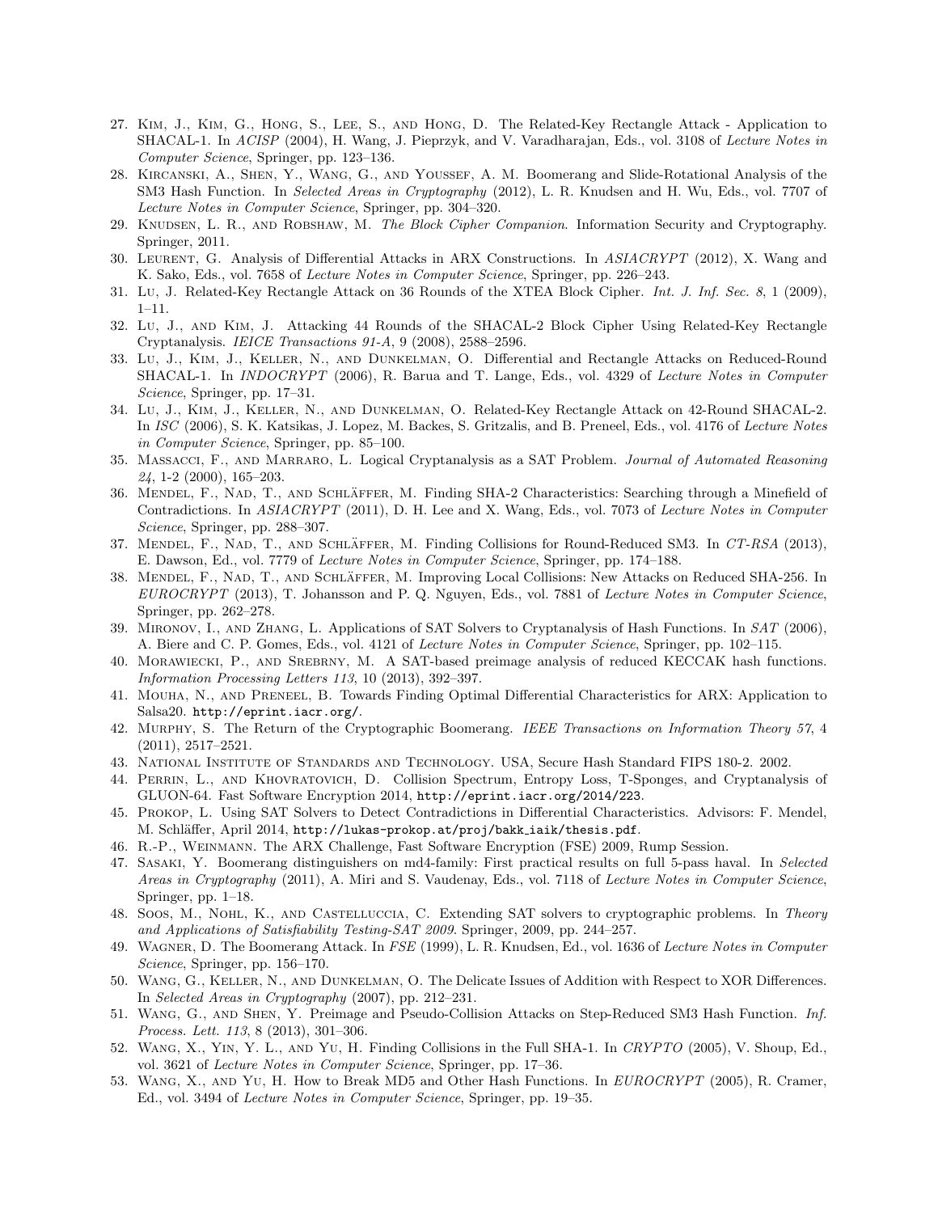27. Kim, J., Kim, G., Hong, S., Lee, S., and Hong, D. The Related-Key Rectangle Attack - Application to SHACAL-1. In *ACISP* (2004), H. Wang, J. Pieprzyk, and V. Varadharajan, Eds., vol. 3108 of *Lecture Notes in Computer Science*, Springer, pp. 123–136.
28. Kircanski, A., Shen, Y., Wang, G., and Youssef, A. M. Boomerang and Slide-Rotational Analysis of the SM3 Hash Function. In *Selected Areas in Cryptography* (2012), L. R. Knudsen and H. Wu, Eds., vol. 7707 of *Lecture Notes in Computer Science*, Springer, pp. 304–320.
29. Knudsen, L. R., and Robshaw, M. *The Block Cipher Companion*. Information Security and Cryptography. Springer, 2011.
30. Leurent, G. Analysis of Differential Attacks in ARX Constructions. In *ASIACRYPT* (2012), X. Wang and K. Sako, Eds., vol. 7658 of *Lecture Notes in Computer Science*, Springer, pp. 226–243.
31. Lu, J. Related-Key Rectangle Attack on 36 Rounds of the XTEA Block Cipher. *Int. J. Inf. Sec. 8*, 1 (2009), 1–11.
32. Lu, J., and Kim, J. Attacking 44 Rounds of the SHACAL-2 Block Cipher Using Related-Key Rectangle Cryptanalysis. *IEICE Transactions 91-A*, 9 (2008), 2588–2596.
33. Lu, J., Kim, J., Keller, N., and Dunkelman, O. Differential and Rectangle Attacks on Reduced-Round SHACAL-1. In *INDOCRYPT* (2006), R. Barua and T. Lange, Eds., vol. 4329 of *Lecture Notes in Computer Science*, Springer, pp. 17–31.
34. Lu, J., Kim, J., Keller, N., and Dunkelman, O. Related-Key Rectangle Attack on 42-Round SHACAL-2. In *ISC* (2006), S. K. Katsikas, J. Lopez, M. Backes, S. Gritzalis, and B. Preneel, Eds., vol. 4176 of *Lecture Notes in Computer Science*, Springer, pp. 85–100.
35. Massacci, F., and Marraro, L. Logical Cryptanalysis as a SAT Problem. *Journal of Automated Reasoning 24*, 1-2 (2000), 165–203.
36. Mendel, F., Nad, T., and Schläffer, M. Finding SHA-2 Characteristics: Searching through a Minefield of Contradictions. In *ASIACRYPT* (2011), D. H. Lee and X. Wang, Eds., vol. 7073 of *Lecture Notes in Computer Science*, Springer, pp. 288–307.
37. Mendel, F., Nad, T., and Schläffer, M. Finding Collisions for Round-Reduced SM3. In *CT-RSA* (2013), E. Dawson, Ed., vol. 7779 of *Lecture Notes in Computer Science*, Springer, pp. 174–188.
38. Mendel, F., Nad, T., and Schläffer, M. Improving Local Collisions: New Attacks on Reduced SHA-256. In *EUROCRYPT* (2013), T. Johansson and P. Q. Nguyen, Eds., vol. 7881 of *Lecture Notes in Computer Science*, Springer, pp. 262–278.
39. Mironov, I., and Zhang, L. Applications of SAT Solvers to Cryptanalysis of Hash Functions. In *SAT* (2006), A. Biere and C. P. Gomes, Eds., vol. 4121 of *Lecture Notes in Computer Science*, Springer, pp. 102–115.
40. Morawiecki, P., and Srebrny, M. A SAT-based preimage analysis of reduced KECCAK hash functions. *Information Processing Letters 113*, 10 (2013), 392–397.
41. Mouha, N., and Preneel, B. Towards Finding Optimal Differential Characteristics for ARX: Application to Salsa20. `http://eprint.iacr.org/`.
42. Murphy, S. The Return of the Cryptographic Boomerang. *IEEE Transactions on Information Theory 57*, 4 (2011), 2517–2521.
43. National Institute of Standards and Technology. USA, Secure Hash Standard FIPS 180-2. 2002.
44. Perrin, L., and Khovratovich, D. Collision Spectrum, Entropy Loss, T-Sponges, and Cryptanalysis of GLUON-64. Fast Software Encryption 2014, `http://eprint.iacr.org/2014/223`.
45. Prokop, L. Using SAT Solvers to Detect Contradictions in Differential Characteristics. Advisors: F. Mendel, M. Schläffer, April 2014, `http://lukas-prokop.at/proj/bakk_iaik/thesis.pdf`.
46. R.-P., Weinmann. The ARX Challenge, Fast Software Encryption (FSE) 2009, Rump Session.
47. Sasaki, Y. Boomerang distinguishers on md4-family: First practical results on full 5-pass haval. In *Selected Areas in Cryptography* (2011), A. Miri and S. Vaudenay, Eds., vol. 7118 of *Lecture Notes in Computer Science*, Springer, pp. 1–18.
48. Soos, M., Nohl, K., and Castelluccia, C. Extending SAT solvers to cryptographic problems. In *Theory and Applications of Satisfiability Testing-SAT 2009*. Springer, 2009, pp. 244–257.
49. Wagner, D. The Boomerang Attack. In *FSE* (1999), L. R. Knudsen, Ed., vol. 1636 of *Lecture Notes in Computer Science*, Springer, pp. 156–170.
50. Wang, G., Keller, N., and Dunkelman, O. The Delicate Issues of Addition with Respect to XOR Differences. In *Selected Areas in Cryptography* (2007), pp. 212–231.
51. Wang, G., and Shen, Y. Preimage and Pseudo-Collision Attacks on Step-Reduced SM3 Hash Function. *Inf. Process. Lett. 113*, 8 (2013), 301–306.
52. Wang, X., Yin, Y. L., and Yu, H. Finding Collisions in the Full SHA-1. In *CRYPTO* (2005), V. Shoup, Ed., vol. 3621 of *Lecture Notes in Computer Science*, Springer, pp. 17–36.
53. Wang, X., and Yu, H. How to Break MD5 and Other Hash Functions. In *EUROCRYPT* (2005), R. Cramer, Ed., vol. 3494 of *Lecture Notes in Computer Science*, Springer, pp. 19–35.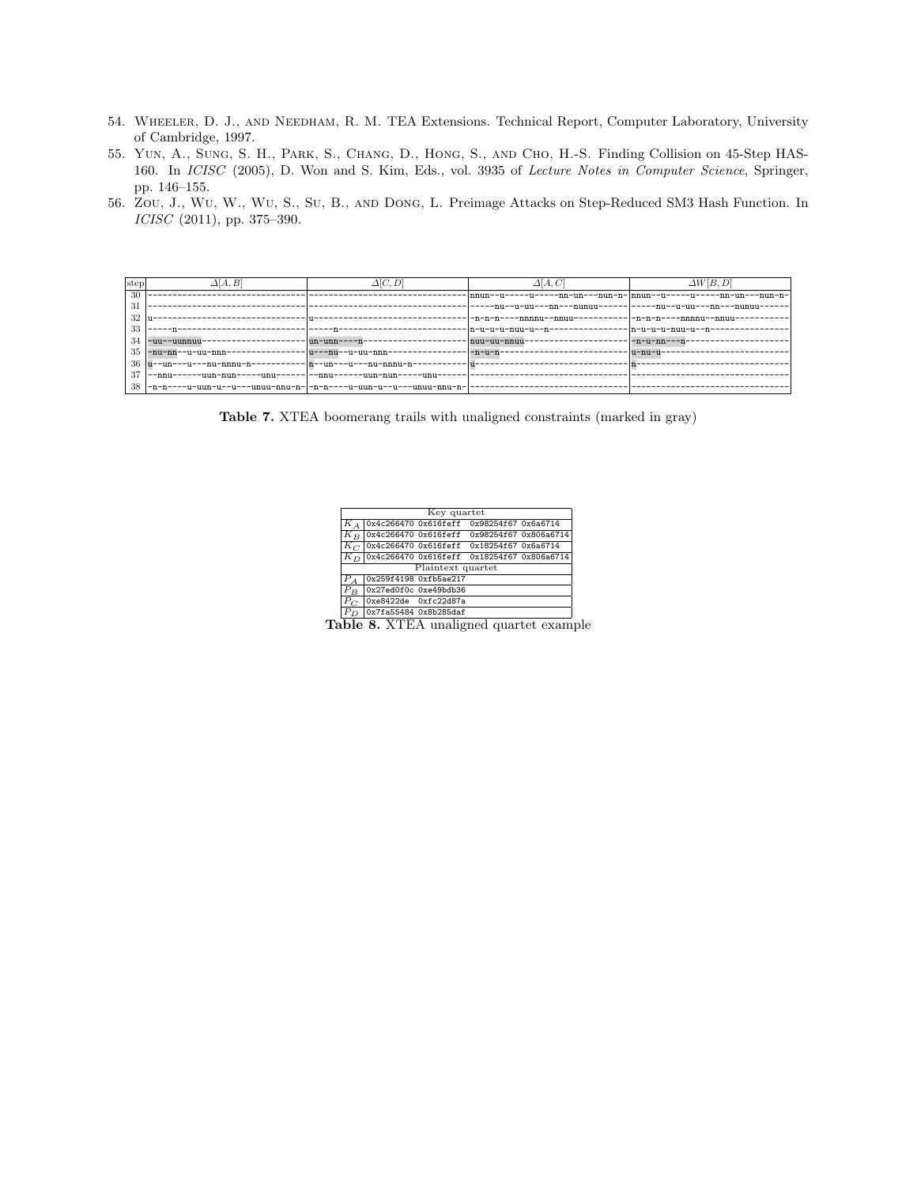54. Wheeler, D. J., and Needham, R. M. TEA Extensions. Technical Report, Computer Laboratory, University of Cambridge, 1997.
55. Yun, A., Sung, S. H., Park, S., Chang, D., Hong, S., and Cho, H.-S. Finding Collision on 45-Step HAS-160. In *ICISC* (2005), D. Won and S. Kim, Eds., vol. 3935 of *Lecture Notes in Computer Science*, Springer, pp. 146–155.
56. Zou, J., Wu, W., Wu, S., Su, B., and Dong, L. Preimage Attacks on Step-Reduced SM3 Hash Function. In *ICISC* (2011), pp. 375–390.

| step | $\Delta[A,B]$ | $\Delta[C,D]$ | $\Delta[A,C]$ | $\Delta W[B,D]$ |
|---|---|---|---|---|
| 30 | -------------------------------- | -------------------------------- | nnun--u-----u-----nn-un---nun-n- | nnun--u-----u-----nn-un---nun-n- |
| 31 | -------------------------------- | -------------------------------- | -----nu--u-uu---nn---nunuu------ | -----nu--u-uu---nn---nunuu------ |
| 32 | u------------------------------- | u------------------------------- | -n-n-n----nnnnu--nnuu----------- | -n-n-n----nnnnu--nnuu----------- |
| 33 | -----n-------------------------- | -----n-------------------------- | n-u-u-u-nuu-u--n---------------- | n-u-u-u-nuu-u--n---------------- |
| 34 | -uu--uunnuu--------------------- | un-unn----n--------------------- | nuu-uu-nnuu--------------------- | -n-u-nn---n--------------------- |
| 35 | -nu-nn--u-uu-nnn---------------- | u---nu--u-uu-nnn---------------- | -n-u-n-------------------------- | u-nu-u-------------------------- |
| 36 | u--un---u---nu-nnnu-n----------- | n--un---u---nu-nnnu-n----------- | u------------------------------- | n------------------------------- |
| 37 | --nnu------uun-nun-----unu------ | --nnu------uun-nun-----unu------ | -------------------------------- | -------------------------------- |
| 38 | -n-n----u-uun-u--u---unuu-nnu-n- | -n-n----u-uun-u--u---unuu-nnu-n- | -------------------------------- | -------------------------------- |

**Table 7.** XTEA boomerang trails with unaligned constraints (marked in gray)

| | Key quartet |
|---|---|
| $K_A$ | 0x4c266470 0x616feff 0x98254f67 0x6a6714 |
| $K_B$ | 0x4c266470 0x616feff 0x98254f67 0x806a6714 |
| $K_C$ | 0x4c266470 0x616feff 0x18254f67 0x6a6714 |
| $K_D$ | 0x4c266470 0x616feff 0x18254f67 0x806a6714 |
| | **Plaintext quartet** |
| $P_A$ | 0x259f4198 0xfb5ae217 |
| $P_B$ | 0x27ed0f0c 0xe49bdb36 |
| $P_C$ | 0xe8422de 0xfc22d87a |
| $P_D$ | 0x7fa55484 0x8b285daf |

**Table 8.** XTEA unaligned quartet example